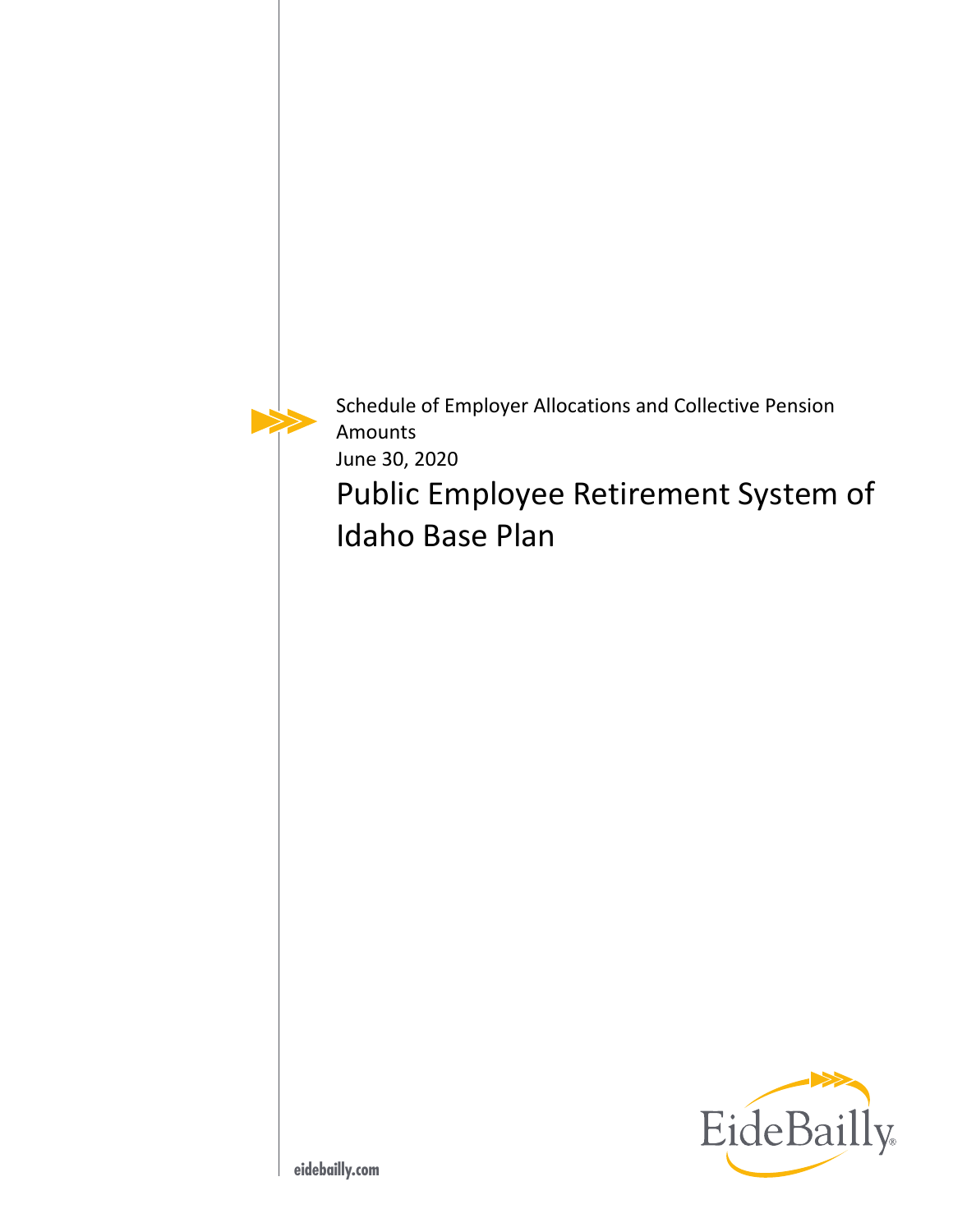Schedule of Employer Allocations and Collective Pension Amounts

June 30, 2020

# Public Employee Retirement System of Idaho Base Plan

EideBailly

eidebailly.com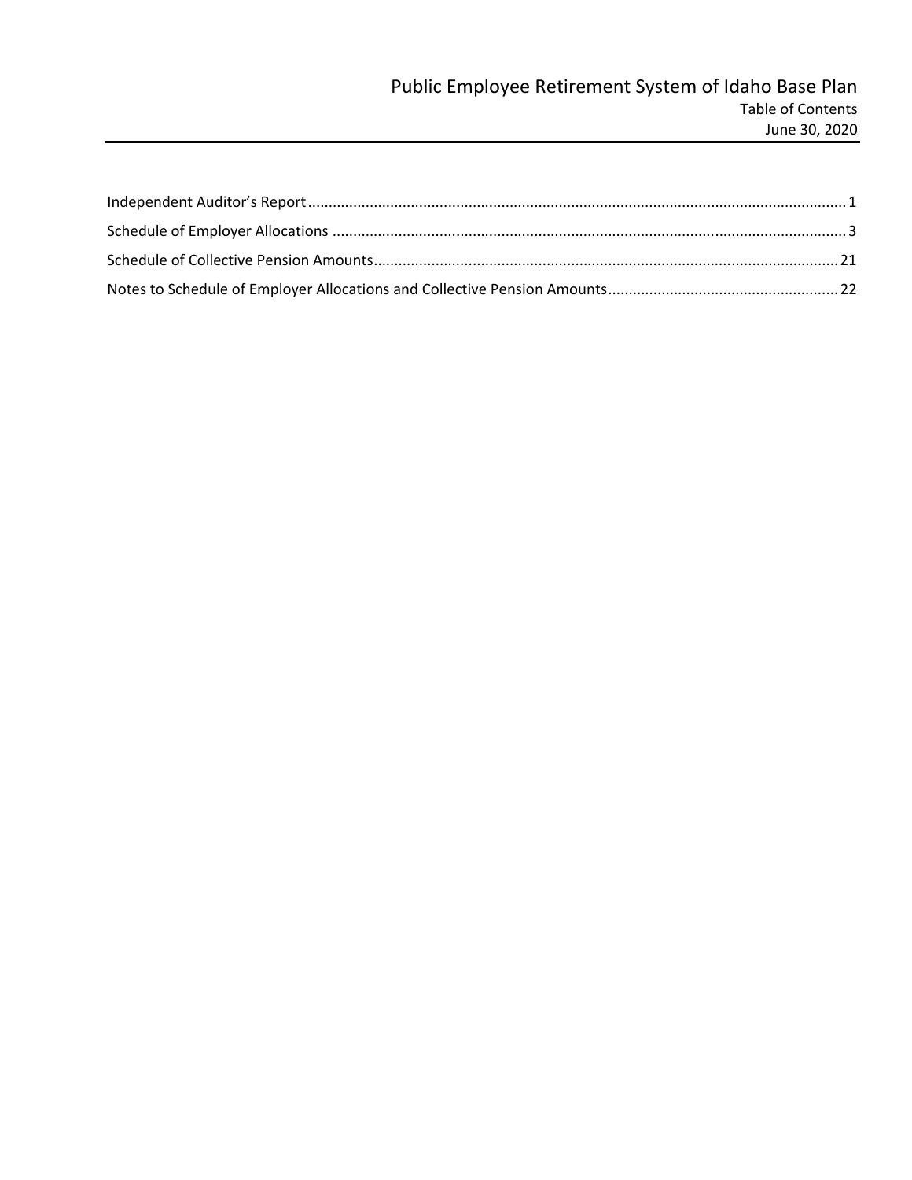# Public Employee Retirement System of Idaho Base Plan

Table of Contents

June 30, 2020

| | |
|---|---|
| Independent Auditor's Report | 1 |
| Schedule of Employer Allocations | 3 |
| Schedule of Collective Pension Amounts | 21 |
| Notes to Schedule of Employer Allocations and Collective Pension Amounts | 22 |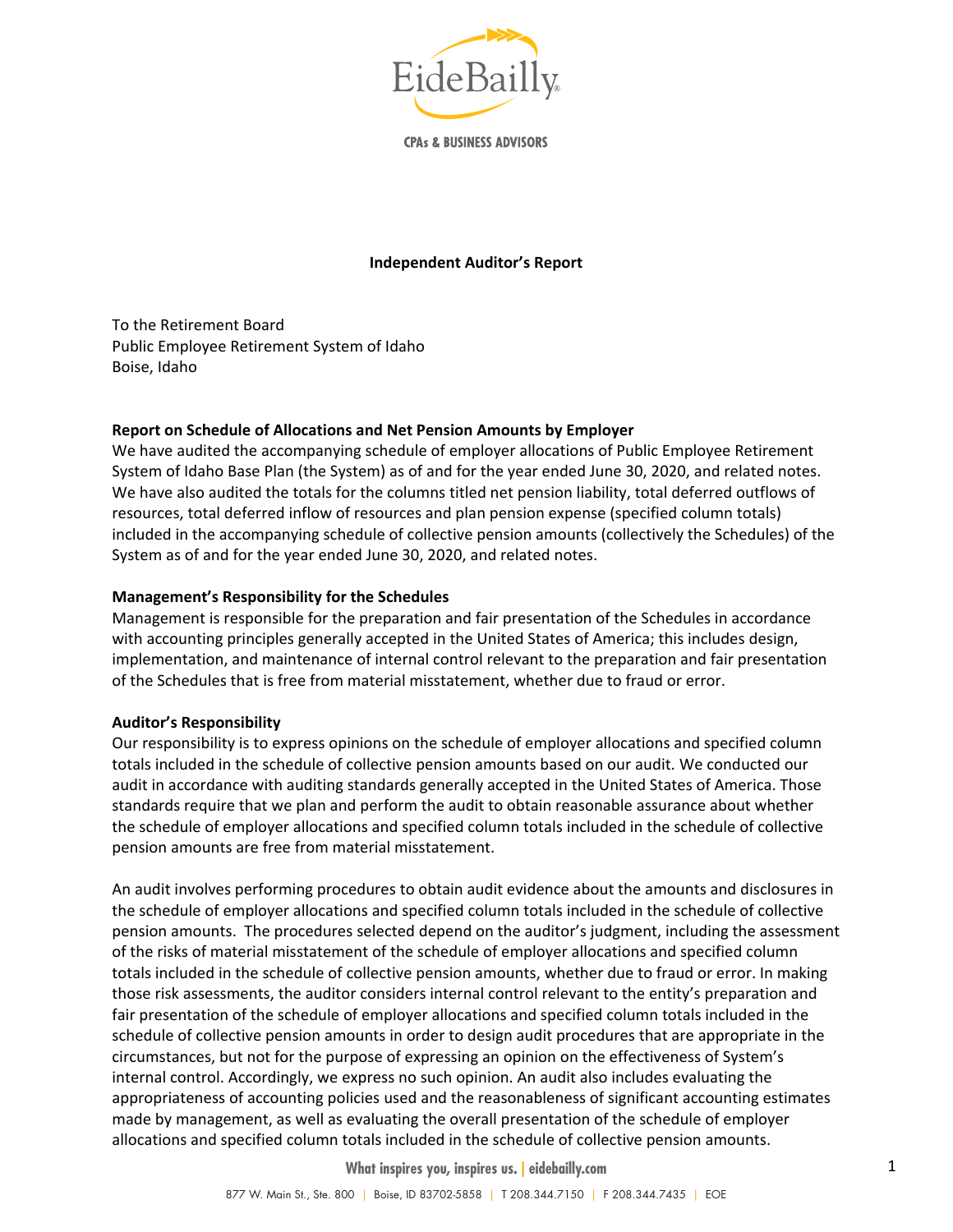# Independent Auditor's Report

To the Retirement Board
Public Employee Retirement System of Idaho
Boise, Idaho

**Report on Schedule of Allocations and Net Pension Amounts by Employer**

We have audited the accompanying schedule of employer allocations of Public Employee Retirement System of Idaho Base Plan (the System) as of and for the year ended June 30, 2020, and related notes. We have also audited the totals for the columns titled net pension liability, total deferred outflows of resources, total deferred inflow of resources and plan pension expense (specified column totals) included in the accompanying schedule of collective pension amounts (collectively the Schedules) of the System as of and for the year ended June 30, 2020, and related notes.

**Management's Responsibility for the Schedules**

Management is responsible for the preparation and fair presentation of the Schedules in accordance with accounting principles generally accepted in the United States of America; this includes design, implementation, and maintenance of internal control relevant to the preparation and fair presentation of the Schedules that is free from material misstatement, whether due to fraud or error.

**Auditor's Responsibility**

Our responsibility is to express opinions on the schedule of employer allocations and specified column totals included in the schedule of collective pension amounts based on our audit. We conducted our audit in accordance with auditing standards generally accepted in the United States of America. Those standards require that we plan and perform the audit to obtain reasonable assurance about whether the schedule of employer allocations and specified column totals included in the schedule of collective pension amounts are free from material misstatement.

An audit involves performing procedures to obtain audit evidence about the amounts and disclosures in the schedule of employer allocations and specified column totals included in the schedule of collective pension amounts. The procedures selected depend on the auditor's judgment, including the assessment of the risks of material misstatement of the schedule of employer allocations and specified column totals included in the schedule of collective pension amounts, whether due to fraud or error. In making those risk assessments, the auditor considers internal control relevant to the entity's preparation and fair presentation of the schedule of employer allocations and specified column totals included in the schedule of collective pension amounts in order to design audit procedures that are appropriate in the circumstances, but not for the purpose of expressing an opinion on the effectiveness of System's internal control. Accordingly, we express no such opinion. An audit also includes evaluating the appropriateness of accounting policies used and the reasonableness of significant accounting estimates made by management, as well as evaluating the overall presentation of the schedule of employer allocations and specified column totals included in the schedule of collective pension amounts.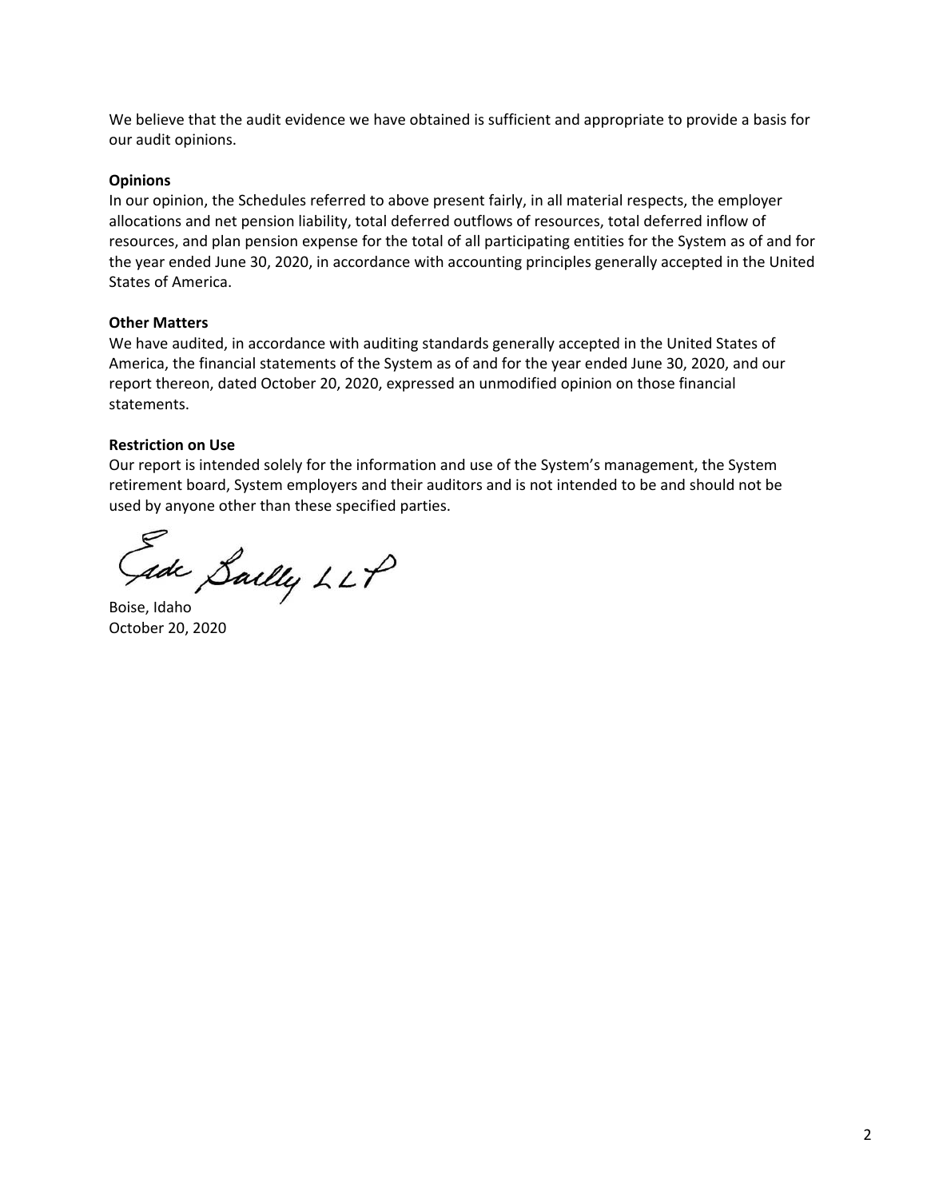We believe that the audit evidence we have obtained is sufficient and appropriate to provide a basis for our audit opinions.

**Opinions**

In our opinion, the Schedules referred to above present fairly, in all material respects, the employer allocations and net pension liability, total deferred outflows of resources, total deferred inflow of resources, and plan pension expense for the total of all participating entities for the System as of and for the year ended June 30, 2020, in accordance with accounting principles generally accepted in the United States of America.

**Other Matters**

We have audited, in accordance with auditing standards generally accepted in the United States of America, the financial statements of the System as of and for the year ended June 30, 2020, and our report thereon, dated October 20, 2020, expressed an unmodified opinion on those financial statements.

**Restriction on Use**

Our report is intended solely for the information and use of the System's management, the System retirement board, System employers and their auditors and is not intended to be and should not be used by anyone other than these specified parties.

Eide Bailly LLP

Boise, Idaho
October 20, 2020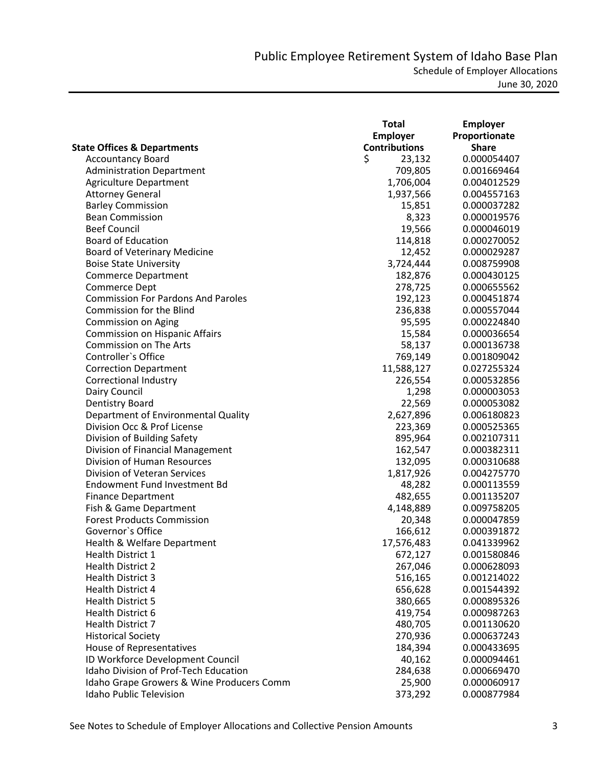# Public Employee Retirement System of Idaho Base Plan

## Schedule of Employer Allocations

June 30, 2020

| State Offices & Departments | Total Employer Contributions | Employer Proportionate Share |
|---|---|---|
| Accountancy Board | $ 23,132 | 0.000054407 |
| Administration Department | 709,805 | 0.001669464 |
| Agriculture Department | 1,706,004 | 0.004012529 |
| Attorney General | 1,937,566 | 0.004557163 |
| Barley Commission | 15,851 | 0.000037282 |
| Bean Commission | 8,323 | 0.000019576 |
| Beef Council | 19,566 | 0.000046019 |
| Board of Education | 114,818 | 0.000270052 |
| Board of Veterinary Medicine | 12,452 | 0.000029287 |
| Boise State University | 3,724,444 | 0.008759908 |
| Commerce Department | 182,876 | 0.000430125 |
| Commerce Dept | 278,725 | 0.000655562 |
| Commission For Pardons And Paroles | 192,123 | 0.000451874 |
| Commission for the Blind | 236,838 | 0.000557044 |
| Commission on Aging | 95,595 | 0.000224840 |
| Commission on Hispanic Affairs | 15,584 | 0.000036654 |
| Commission on The Arts | 58,137 | 0.000136738 |
| Controller`s Office | 769,149 | 0.001809042 |
| Correction Department | 11,588,127 | 0.027255324 |
| Correctional Industry | 226,554 | 0.000532856 |
| Dairy Council | 1,298 | 0.000003053 |
| Dentistry Board | 22,569 | 0.000053082 |
| Department of Environmental Quality | 2,627,896 | 0.006180823 |
| Division Occ & Prof License | 223,369 | 0.000525365 |
| Division of Building Safety | 895,964 | 0.002107311 |
| Division of Financial Management | 162,547 | 0.000382311 |
| Division of Human Resources | 132,095 | 0.000310688 |
| Division of Veteran Services | 1,817,926 | 0.004275770 |
| Endowment Fund Investment Bd | 48,282 | 0.000113559 |
| Finance Department | 482,655 | 0.001135207 |
| Fish & Game Department | 4,148,889 | 0.009758205 |
| Forest Products Commission | 20,348 | 0.000047859 |
| Governor`s Office | 166,612 | 0.000391872 |
| Health & Welfare Department | 17,576,483 | 0.041339962 |
| Health District 1 | 672,127 | 0.001580846 |
| Health District 2 | 267,046 | 0.000628093 |
| Health District 3 | 516,165 | 0.001214022 |
| Health District 4 | 656,628 | 0.001544392 |
| Health District 5 | 380,665 | 0.000895326 |
| Health District 6 | 419,754 | 0.000987263 |
| Health District 7 | 480,705 | 0.001130620 |
| Historical Society | 270,936 | 0.000637243 |
| House of Representatives | 184,394 | 0.000433695 |
| ID Workforce Development Council | 40,162 | 0.000094461 |
| Idaho Division of Prof-Tech Education | 284,638 | 0.000669470 |
| Idaho Grape Growers & Wine Producers Comm | 25,900 | 0.000060917 |
| Idaho Public Television | 373,292 | 0.000877984 |

See Notes to Schedule of Employer Allocations and Collective Pension Amounts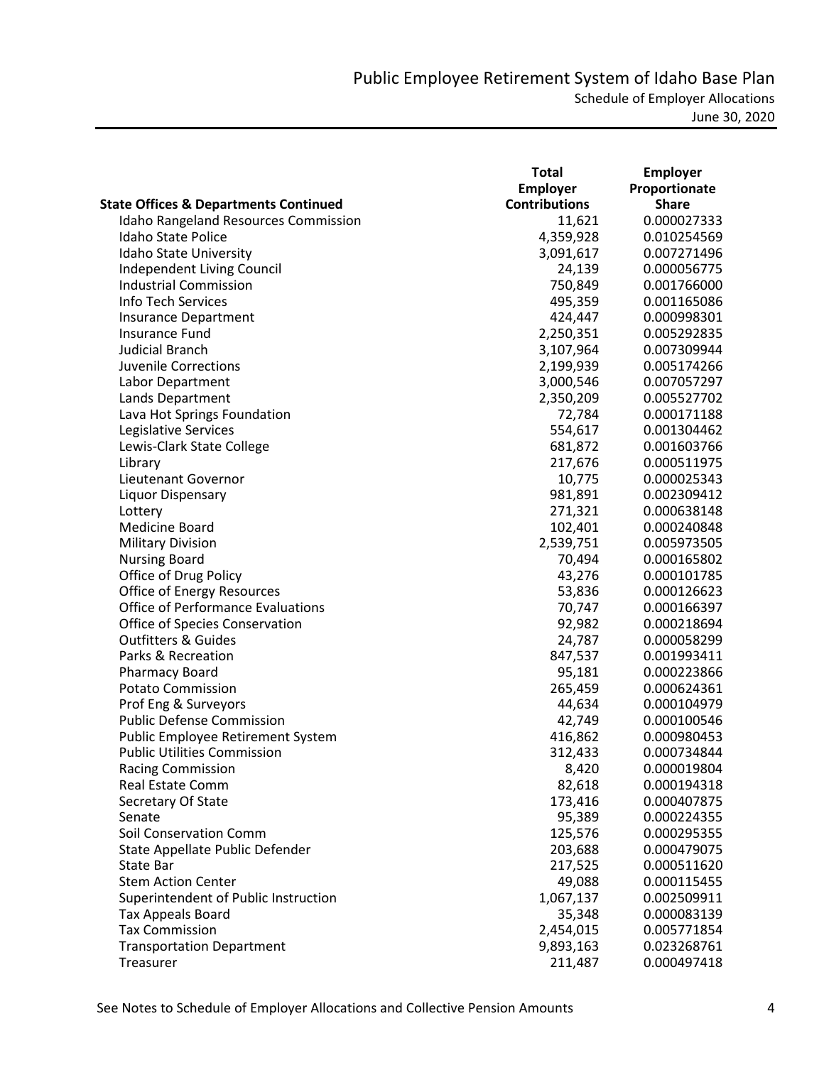## Public Employee Retirement System of Idaho Base Plan

### Schedule of Employer Allocations

June 30, 2020

| State Offices & Departments Continued | Total Employer Contributions | Employer Proportionate Share |
|---|---|---|
| Idaho Rangeland Resources Commission | 11,621 | 0.000027333 |
| Idaho State Police | 4,359,928 | 0.010254569 |
| Idaho State University | 3,091,617 | 0.007271496 |
| Independent Living Council | 24,139 | 0.000056775 |
| Industrial Commission | 750,849 | 0.001766000 |
| Info Tech Services | 495,359 | 0.001165086 |
| Insurance Department | 424,447 | 0.000998301 |
| Insurance Fund | 2,250,351 | 0.005292835 |
| Judicial Branch | 3,107,964 | 0.007309944 |
| Juvenile Corrections | 2,199,939 | 0.005174266 |
| Labor Department | 3,000,546 | 0.007057297 |
| Lands Department | 2,350,209 | 0.005527702 |
| Lava Hot Springs Foundation | 72,784 | 0.000171188 |
| Legislative Services | 554,617 | 0.001304462 |
| Lewis-Clark State College | 681,872 | 0.001603766 |
| Library | 217,676 | 0.000511975 |
| Lieutenant Governor | 10,775 | 0.000025343 |
| Liquor Dispensary | 981,891 | 0.002309412 |
| Lottery | 271,321 | 0.000638148 |
| Medicine Board | 102,401 | 0.000240848 |
| Military Division | 2,539,751 | 0.005973505 |
| Nursing Board | 70,494 | 0.000165802 |
| Office of Drug Policy | 43,276 | 0.000101785 |
| Office of Energy Resources | 53,836 | 0.000126623 |
| Office of Performance Evaluations | 70,747 | 0.000166397 |
| Office of Species Conservation | 92,982 | 0.000218694 |
| Outfitters & Guides | 24,787 | 0.000058299 |
| Parks & Recreation | 847,537 | 0.001993411 |
| Pharmacy Board | 95,181 | 0.000223866 |
| Potato Commission | 265,459 | 0.000624361 |
| Prof Eng & Surveyors | 44,634 | 0.000104979 |
| Public Defense Commission | 42,749 | 0.000100546 |
| Public Employee Retirement System | 416,862 | 0.000980453 |
| Public Utilities Commission | 312,433 | 0.000734844 |
| Racing Commission | 8,420 | 0.000019804 |
| Real Estate Comm | 82,618 | 0.000194318 |
| Secretary Of State | 173,416 | 0.000407875 |
| Senate | 95,389 | 0.000224355 |
| Soil Conservation Comm | 125,576 | 0.000295355 |
| State Appellate Public Defender | 203,688 | 0.000479075 |
| State Bar | 217,525 | 0.000511620 |
| Stem Action Center | 49,088 | 0.000115455 |
| Superintendent of Public Instruction | 1,067,137 | 0.002509911 |
| Tax Appeals Board | 35,348 | 0.000083139 |
| Tax Commission | 2,454,015 | 0.005771854 |
| Transportation Department | 9,893,163 | 0.023268761 |
| Treasurer | 211,487 | 0.000497418 |

See Notes to Schedule of Employer Allocations and Collective Pension Amounts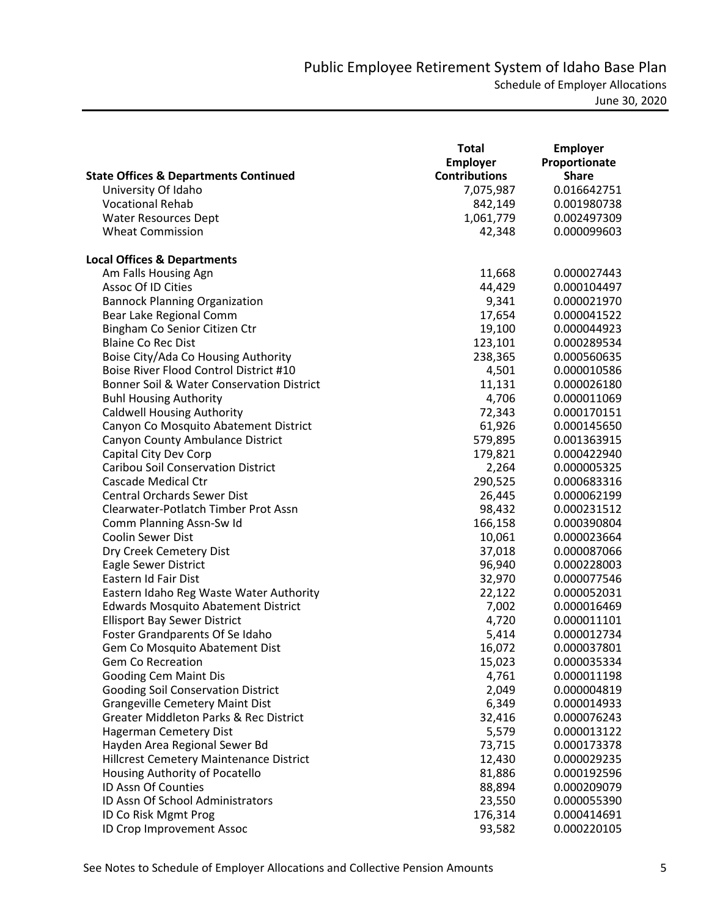| State Offices & Departments Continued | Total Employer Contributions | Employer Proportionate Share |
|---|---|---|
| University Of Idaho | 7,075,987 | 0.016642751 |
| Vocational Rehab | 842,149 | 0.001980738 |
| Water Resources Dept | 1,061,779 | 0.002497309 |
| Wheat Commission | 42,348 | 0.000099603 |
| **Local Offices & Departments** | | |
| Am Falls Housing Agn | 11,668 | 0.000027443 |
| Assoc Of ID Cities | 44,429 | 0.000104497 |
| Bannock Planning Organization | 9,341 | 0.000021970 |
| Bear Lake Regional Comm | 17,654 | 0.000041522 |
| Bingham Co Senior Citizen Ctr | 19,100 | 0.000044923 |
| Blaine Co Rec Dist | 123,101 | 0.000289534 |
| Boise City/Ada Co Housing Authority | 238,365 | 0.000560635 |
| Boise River Flood Control District #10 | 4,501 | 0.000010586 |
| Bonner Soil & Water Conservation District | 11,131 | 0.000026180 |
| Buhl Housing Authority | 4,706 | 0.000011069 |
| Caldwell Housing Authority | 72,343 | 0.000170151 |
| Canyon Co Mosquito Abatement District | 61,926 | 0.000145650 |
| Canyon County Ambulance District | 579,895 | 0.001363915 |
| Capital City Dev Corp | 179,821 | 0.000422940 |
| Caribou Soil Conservation District | 2,264 | 0.000005325 |
| Cascade Medical Ctr | 290,525 | 0.000683316 |
| Central Orchards Sewer Dist | 26,445 | 0.000062199 |
| Clearwater-Potlatch Timber Prot Assn | 98,432 | 0.000231512 |
| Comm Planning Assn-Sw Id | 166,158 | 0.000390804 |
| Coolin Sewer Dist | 10,061 | 0.000023664 |
| Dry Creek Cemetery Dist | 37,018 | 0.000087066 |
| Eagle Sewer District | 96,940 | 0.000228003 |
| Eastern Id Fair Dist | 32,970 | 0.000077546 |
| Eastern Idaho Reg Waste Water Authority | 22,122 | 0.000052031 |
| Edwards Mosquito Abatement District | 7,002 | 0.000016469 |
| Ellisport Bay Sewer District | 4,720 | 0.000011101 |
| Foster Grandparents Of Se Idaho | 5,414 | 0.000012734 |
| Gem Co Mosquito Abatement Dist | 16,072 | 0.000037801 |
| Gem Co Recreation | 15,023 | 0.000035334 |
| Gooding Cem Maint Dis | 4,761 | 0.000011198 |
| Gooding Soil Conservation District | 2,049 | 0.000004819 |
| Grangeville Cemetery Maint Dist | 6,349 | 0.000014933 |
| Greater Middleton Parks & Rec District | 32,416 | 0.000076243 |
| Hagerman Cemetery Dist | 5,579 | 0.000013122 |
| Hayden Area Regional Sewer Bd | 73,715 | 0.000173378 |
| Hillcrest Cemetery Maintenance District | 12,430 | 0.000029235 |
| Housing Authority of Pocatello | 81,886 | 0.000192596 |
| ID Assn Of Counties | 88,894 | 0.000209079 |
| ID Assn Of School Administrators | 23,550 | 0.000055390 |
| ID Co Risk Mgmt Prog | 176,314 | 0.000414691 |
| ID Crop Improvement Assoc | 93,582 | 0.000220105 |

See Notes to Schedule of Employer Allocations and Collective Pension Amounts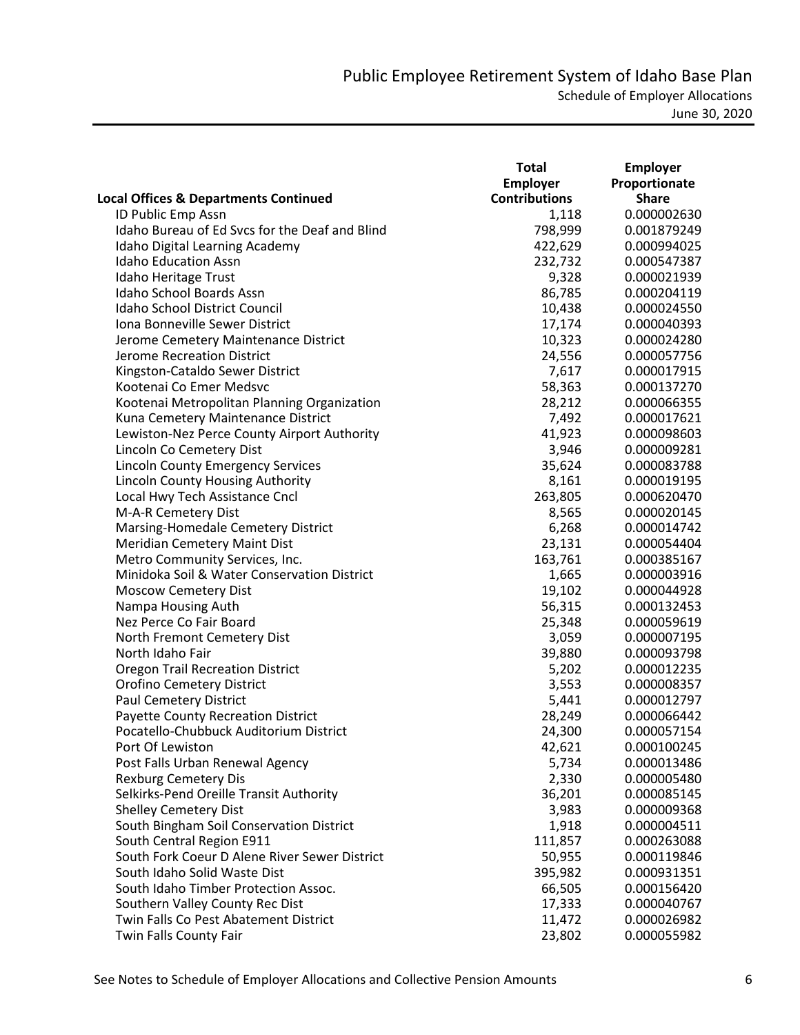# Public Employee Retirement System of Idaho Base Plan

## Schedule of Employer Allocations

June 30, 2020

| Local Offices & Departments Continued | Total Employer Contributions | Employer Proportionate Share |
|---|---|---|
| ID Public Emp Assn | 1,118 | 0.000002630 |
| Idaho Bureau of Ed Svcs for the Deaf and Blind | 798,999 | 0.001879249 |
| Idaho Digital Learning Academy | 422,629 | 0.000994025 |
| Idaho Education Assn | 232,732 | 0.000547387 |
| Idaho Heritage Trust | 9,328 | 0.000021939 |
| Idaho School Boards Assn | 86,785 | 0.000204119 |
| Idaho School District Council | 10,438 | 0.000024550 |
| Iona Bonneville Sewer District | 17,174 | 0.000040393 |
| Jerome Cemetery Maintenance District | 10,323 | 0.000024280 |
| Jerome Recreation District | 24,556 | 0.000057756 |
| Kingston-Cataldo Sewer District | 7,617 | 0.000017915 |
| Kootenai Co Emer Medsvc | 58,363 | 0.000137270 |
| Kootenai Metropolitan Planning Organization | 28,212 | 0.000066355 |
| Kuna Cemetery Maintenance District | 7,492 | 0.000017621 |
| Lewiston-Nez Perce County Airport Authority | 41,923 | 0.000098603 |
| Lincoln Co Cemetery Dist | 3,946 | 0.000009281 |
| Lincoln County Emergency Services | 35,624 | 0.000083788 |
| Lincoln County Housing Authority | 8,161 | 0.000019195 |
| Local Hwy Tech Assistance Cncl | 263,805 | 0.000620470 |
| M-A-R Cemetery Dist | 8,565 | 0.000020145 |
| Marsing-Homedale Cemetery District | 6,268 | 0.000014742 |
| Meridian Cemetery Maint Dist | 23,131 | 0.000054404 |
| Metro Community Services, Inc. | 163,761 | 0.000385167 |
| Minidoka Soil & Water Conservation District | 1,665 | 0.000003916 |
| Moscow Cemetery Dist | 19,102 | 0.000044928 |
| Nampa Housing Auth | 56,315 | 0.000132453 |
| Nez Perce Co Fair Board | 25,348 | 0.000059619 |
| North Fremont Cemetery Dist | 3,059 | 0.000007195 |
| North Idaho Fair | 39,880 | 0.000093798 |
| Oregon Trail Recreation District | 5,202 | 0.000012235 |
| Orofino Cemetery District | 3,553 | 0.000008357 |
| Paul Cemetery District | 5,441 | 0.000012797 |
| Payette County Recreation District | 28,249 | 0.000066442 |
| Pocatello-Chubbuck Auditorium District | 24,300 | 0.000057154 |
| Port Of Lewiston | 42,621 | 0.000100245 |
| Post Falls Urban Renewal Agency | 5,734 | 0.000013486 |
| Rexburg Cemetery Dis | 2,330 | 0.000005480 |
| Selkirks-Pend Oreille Transit Authority | 36,201 | 0.000085145 |
| Shelley Cemetery Dist | 3,983 | 0.000009368 |
| South Bingham Soil Conservation District | 1,918 | 0.000004511 |
| South Central Region E911 | 111,857 | 0.000263088 |
| South Fork Coeur D Alene River Sewer District | 50,955 | 0.000119846 |
| South Idaho Solid Waste Dist | 395,982 | 0.000931351 |
| South Idaho Timber Protection Assoc. | 66,505 | 0.000156420 |
| Southern Valley County Rec Dist | 17,333 | 0.000040767 |
| Twin Falls Co Pest Abatement District | 11,472 | 0.000026982 |
| Twin Falls County Fair | 23,802 | 0.000055982 |

See Notes to Schedule of Employer Allocations and Collective Pension Amounts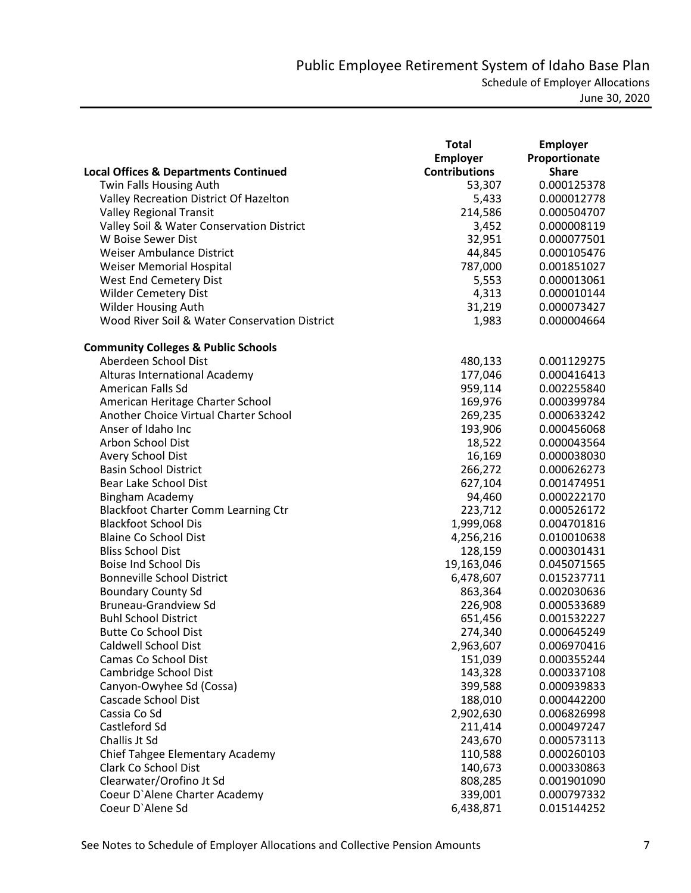## Public Employee Retirement System of Idaho Base Plan

Schedule of Employer Allocations

June 30, 2020

| Local Offices & Departments Continued | Total Employer Contributions | Employer Proportionate Share |
|---|---|---|
| Twin Falls Housing Auth | 53,307 | 0.000125378 |
| Valley Recreation District Of Hazelton | 5,433 | 0.000012778 |
| Valley Regional Transit | 214,586 | 0.000504707 |
| Valley Soil & Water Conservation District | 3,452 | 0.000008119 |
| W Boise Sewer Dist | 32,951 | 0.000077501 |
| Weiser Ambulance District | 44,845 | 0.000105476 |
| Weiser Memorial Hospital | 787,000 | 0.001851027 |
| West End Cemetery Dist | 5,553 | 0.000013061 |
| Wilder Cemetery Dist | 4,313 | 0.000010144 |
| Wilder Housing Auth | 31,219 | 0.000073427 |
| Wood River Soil & Water Conservation District | 1,983 | 0.000004664 |
| **Community Colleges & Public Schools** | | |
| Aberdeen School Dist | 480,133 | 0.001129275 |
| Alturas International Academy | 177,046 | 0.000416413 |
| American Falls Sd | 959,114 | 0.002255840 |
| American Heritage Charter School | 169,976 | 0.000399784 |
| Another Choice Virtual Charter School | 269,235 | 0.000633242 |
| Anser of Idaho Inc | 193,906 | 0.000456068 |
| Arbon School Dist | 18,522 | 0.000043564 |
| Avery School Dist | 16,169 | 0.000038030 |
| Basin School District | 266,272 | 0.000626273 |
| Bear Lake School Dist | 627,104 | 0.001474951 |
| Bingham Academy | 94,460 | 0.000222170 |
| Blackfoot Charter Comm Learning Ctr | 223,712 | 0.000526172 |
| Blackfoot School Dis | 1,999,068 | 0.004701816 |
| Blaine Co School Dist | 4,256,216 | 0.010010638 |
| Bliss School Dist | 128,159 | 0.000301431 |
| Boise Ind School Dis | 19,163,046 | 0.045071565 |
| Bonneville School District | 6,478,607 | 0.015237711 |
| Boundary County Sd | 863,364 | 0.002030636 |
| Bruneau-Grandview Sd | 226,908 | 0.000533689 |
| Buhl School District | 651,456 | 0.001532227 |
| Butte Co School Dist | 274,340 | 0.000645249 |
| Caldwell School Dist | 2,963,607 | 0.006970416 |
| Camas Co School Dist | 151,039 | 0.000355244 |
| Cambridge School Dist | 143,328 | 0.000337108 |
| Canyon-Owyhee Sd (Cossa) | 399,588 | 0.000939833 |
| Cascade School Dist | 188,010 | 0.000442200 |
| Cassia Co Sd | 2,902,630 | 0.006826998 |
| Castleford Sd | 211,414 | 0.000497247 |
| Challis Jt Sd | 243,670 | 0.000573113 |
| Chief Tahgee Elementary Academy | 110,588 | 0.000260103 |
| Clark Co School Dist | 140,673 | 0.000330863 |
| Clearwater/Orofino Jt Sd | 808,285 | 0.001901090 |
| Coeur D`Alene Charter Academy | 339,001 | 0.000797332 |
| Coeur D`Alene Sd | 6,438,871 | 0.015144252 |

See Notes to Schedule of Employer Allocations and Collective Pension Amounts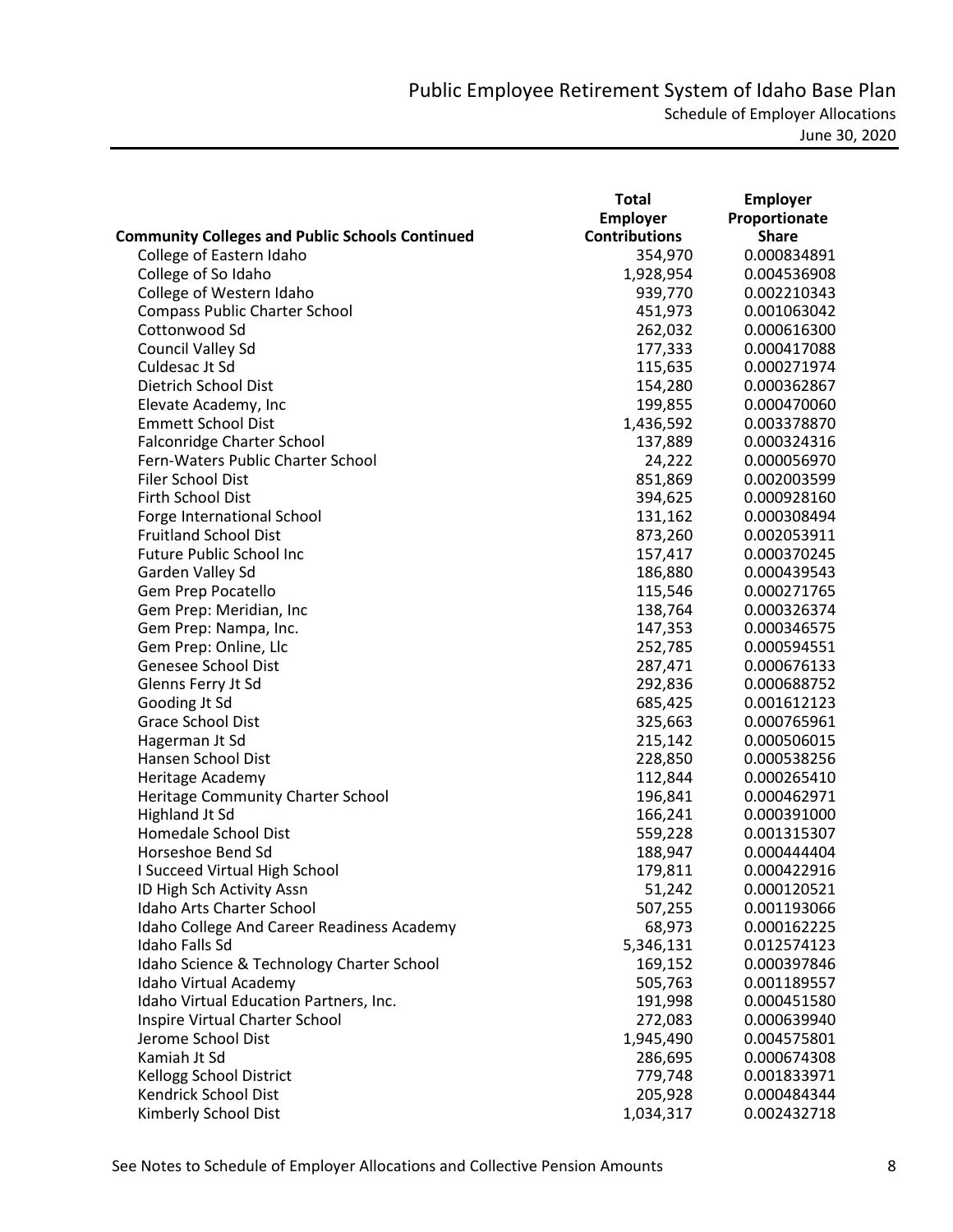# Public Employee Retirement System of Idaho Base Plan

## Schedule of Employer Allocations

June 30, 2020

| Community Colleges and Public Schools Continued | Total Employer Contributions | Employer Proportionate Share |
|---|---|---|
| College of Eastern Idaho | 354,970 | 0.000834891 |
| College of So Idaho | 1,928,954 | 0.004536908 |
| College of Western Idaho | 939,770 | 0.002210343 |
| Compass Public Charter School | 451,973 | 0.001063042 |
| Cottonwood Sd | 262,032 | 0.000616300 |
| Council Valley Sd | 177,333 | 0.000417088 |
| Culdesac Jt Sd | 115,635 | 0.000271974 |
| Dietrich School Dist | 154,280 | 0.000362867 |
| Elevate Academy, Inc | 199,855 | 0.000470060 |
| Emmett School Dist | 1,436,592 | 0.003378870 |
| Falconridge Charter School | 137,889 | 0.000324316 |
| Fern-Waters Public Charter School | 24,222 | 0.000056970 |
| Filer School Dist | 851,869 | 0.002003599 |
| Firth School Dist | 394,625 | 0.000928160 |
| Forge International School | 131,162 | 0.000308494 |
| Fruitland School Dist | 873,260 | 0.002053911 |
| Future Public School Inc | 157,417 | 0.000370245 |
| Garden Valley Sd | 186,880 | 0.000439543 |
| Gem Prep Pocatello | 115,546 | 0.000271765 |
| Gem Prep: Meridian, Inc | 138,764 | 0.000326374 |
| Gem Prep: Nampa, Inc. | 147,353 | 0.000346575 |
| Gem Prep: Online, Llc | 252,785 | 0.000594551 |
| Genesee School Dist | 287,471 | 0.000676133 |
| Glenns Ferry Jt Sd | 292,836 | 0.000688752 |
| Gooding Jt Sd | 685,425 | 0.001612123 |
| Grace School Dist | 325,663 | 0.000765961 |
| Hagerman Jt Sd | 215,142 | 0.000506015 |
| Hansen School Dist | 228,850 | 0.000538256 |
| Heritage Academy | 112,844 | 0.000265410 |
| Heritage Community Charter School | 196,841 | 0.000462971 |
| Highland Jt Sd | 166,241 | 0.000391000 |
| Homedale School Dist | 559,228 | 0.001315307 |
| Horseshoe Bend Sd | 188,947 | 0.000444404 |
| I Succeed Virtual High School | 179,811 | 0.000422916 |
| ID High Sch Activity Assn | 51,242 | 0.000120521 |
| Idaho Arts Charter School | 507,255 | 0.001193066 |
| Idaho College And Career Readiness Academy | 68,973 | 0.000162225 |
| Idaho Falls Sd | 5,346,131 | 0.012574123 |
| Idaho Science & Technology Charter School | 169,152 | 0.000397846 |
| Idaho Virtual Academy | 505,763 | 0.001189557 |
| Idaho Virtual Education Partners, Inc. | 191,998 | 0.000451580 |
| Inspire Virtual Charter School | 272,083 | 0.000639940 |
| Jerome School Dist | 1,945,490 | 0.004575801 |
| Kamiah Jt Sd | 286,695 | 0.000674308 |
| Kellogg School District | 779,748 | 0.001833971 |
| Kendrick School Dist | 205,928 | 0.000484344 |
| Kimberly School Dist | 1,034,317 | 0.002432718 |

See Notes to Schedule of Employer Allocations and Collective Pension Amounts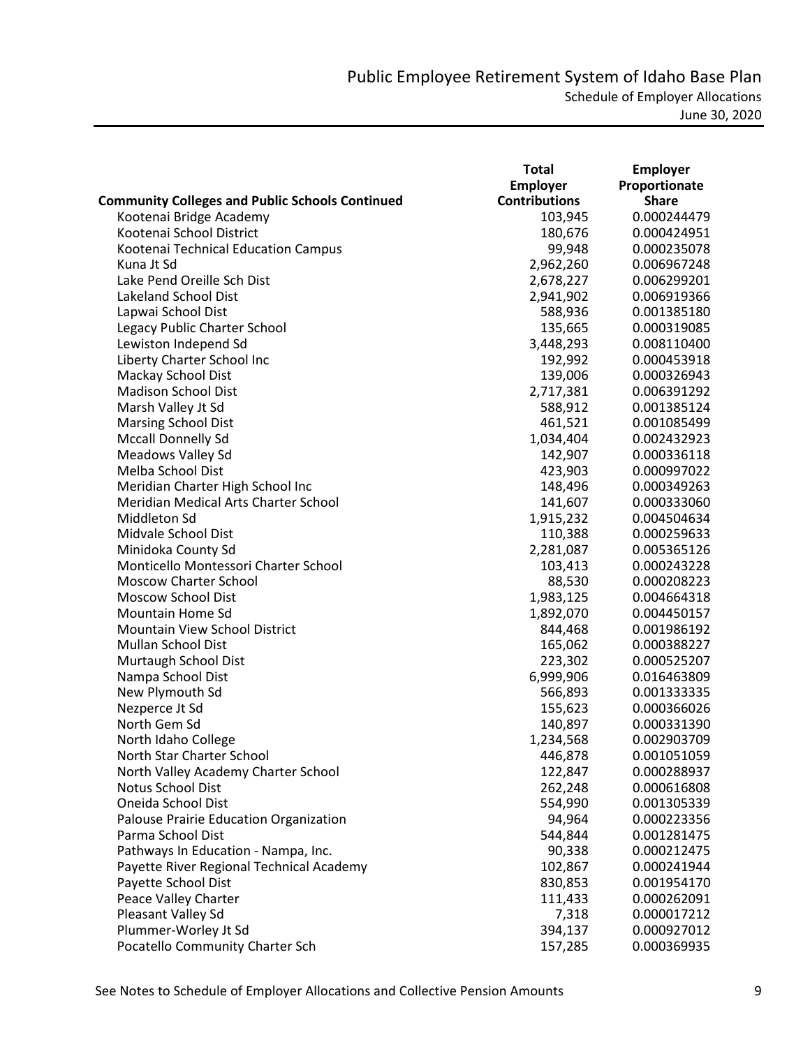| Community Colleges and Public Schools Continued | Total Employer Contributions | Employer Proportionate Share |
|---|---|---|
| Kootenai Bridge Academy | 103,945 | 0.000244479 |
| Kootenai School District | 180,676 | 0.000424951 |
| Kootenai Technical Education Campus | 99,948 | 0.000235078 |
| Kuna Jt Sd | 2,962,260 | 0.006967248 |
| Lake Pend Oreille Sch Dist | 2,678,227 | 0.006299201 |
| Lakeland School Dist | 2,941,902 | 0.006919366 |
| Lapwai School Dist | 588,936 | 0.001385180 |
| Legacy Public Charter School | 135,665 | 0.000319085 |
| Lewiston Independ Sd | 3,448,293 | 0.008110400 |
| Liberty Charter School Inc | 192,992 | 0.000453918 |
| Mackay School Dist | 139,006 | 0.000326943 |
| Madison School Dist | 2,717,381 | 0.006391292 |
| Marsh Valley Jt Sd | 588,912 | 0.001385124 |
| Marsing School Dist | 461,521 | 0.001085499 |
| Mccall Donnelly Sd | 1,034,404 | 0.002432923 |
| Meadows Valley Sd | 142,907 | 0.000336118 |
| Melba School Dist | 423,903 | 0.000997022 |
| Meridian Charter High School Inc | 148,496 | 0.000349263 |
| Meridian Medical Arts Charter School | 141,607 | 0.000333060 |
| Middleton Sd | 1,915,232 | 0.004504634 |
| Midvale School Dist | 110,388 | 0.000259633 |
| Minidoka County Sd | 2,281,087 | 0.005365126 |
| Monticello Montessori Charter School | 103,413 | 0.000243228 |
| Moscow Charter School | 88,530 | 0.000208223 |
| Moscow School Dist | 1,983,125 | 0.004664318 |
| Mountain Home Sd | 1,892,070 | 0.004450157 |
| Mountain View School District | 844,468 | 0.001986192 |
| Mullan School Dist | 165,062 | 0.000388227 |
| Murtaugh School Dist | 223,302 | 0.000525207 |
| Nampa School Dist | 6,999,906 | 0.016463809 |
| New Plymouth Sd | 566,893 | 0.001333335 |
| Nezperce Jt Sd | 155,623 | 0.000366026 |
| North Gem Sd | 140,897 | 0.000331390 |
| North Idaho College | 1,234,568 | 0.002903709 |
| North Star Charter School | 446,878 | 0.001051059 |
| North Valley Academy Charter School | 122,847 | 0.000288937 |
| Notus School Dist | 262,248 | 0.000616808 |
| Oneida School Dist | 554,990 | 0.001305339 |
| Palouse Prairie Education Organization | 94,964 | 0.000223356 |
| Parma School Dist | 544,844 | 0.001281475 |
| Pathways In Education - Nampa, Inc. | 90,338 | 0.000212475 |
| Payette River Regional Technical Academy | 102,867 | 0.000241944 |
| Payette School Dist | 830,853 | 0.001954170 |
| Peace Valley Charter | 111,433 | 0.000262091 |
| Pleasant Valley Sd | 7,318 | 0.000017212 |
| Plummer-Worley Jt Sd | 394,137 | 0.000927012 |
| Pocatello Community Charter Sch | 157,285 | 0.000369935 |

See Notes to Schedule of Employer Allocations and Collective Pension Amounts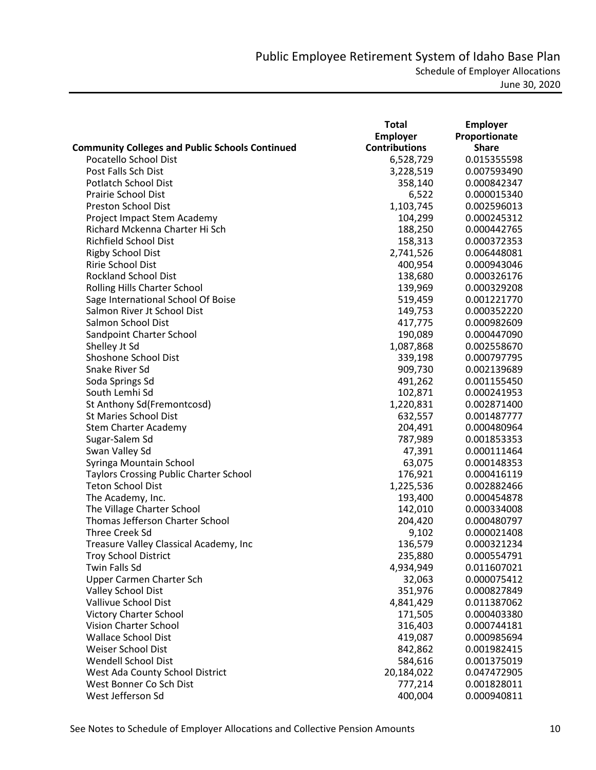# Public Employee Retirement System of Idaho Base Plan

## Schedule of Employer Allocations

June 30, 2020

| Community Colleges and Public Schools Continued | Total Employer Contributions | Employer Proportionate Share |
|---|---|---|
| Pocatello School Dist | 6,528,729 | 0.015355598 |
| Post Falls Sch Dist | 3,228,519 | 0.007593490 |
| Potlatch School Dist | 358,140 | 0.000842347 |
| Prairie School Dist | 6,522 | 0.000015340 |
| Preston School Dist | 1,103,745 | 0.002596013 |
| Project Impact Stem Academy | 104,299 | 0.000245312 |
| Richard Mckenna Charter Hi Sch | 188,250 | 0.000442765 |
| Richfield School Dist | 158,313 | 0.000372353 |
| Rigby School Dist | 2,741,526 | 0.006448081 |
| Ririe School Dist | 400,954 | 0.000943046 |
| Rockland School Dist | 138,680 | 0.000326176 |
| Rolling Hills Charter School | 139,969 | 0.000329208 |
| Sage International School Of Boise | 519,459 | 0.001221770 |
| Salmon River Jt School Dist | 149,753 | 0.000352220 |
| Salmon School Dist | 417,775 | 0.000982609 |
| Sandpoint Charter School | 190,089 | 0.000447090 |
| Shelley Jt Sd | 1,087,868 | 0.002558670 |
| Shoshone School Dist | 339,198 | 0.000797795 |
| Snake River Sd | 909,730 | 0.002139689 |
| Soda Springs Sd | 491,262 | 0.001155450 |
| South Lemhi Sd | 102,871 | 0.000241953 |
| St Anthony Sd(Fremontcosd) | 1,220,831 | 0.002871400 |
| St Maries School Dist | 632,557 | 0.001487777 |
| Stem Charter Academy | 204,491 | 0.000480964 |
| Sugar-Salem Sd | 787,989 | 0.001853353 |
| Swan Valley Sd | 47,391 | 0.000111464 |
| Syringa Mountain School | 63,075 | 0.000148353 |
| Taylors Crossing Public Charter School | 176,921 | 0.000416119 |
| Teton School Dist | 1,225,536 | 0.002882466 |
| The Academy, Inc. | 193,400 | 0.000454878 |
| The Village Charter School | 142,010 | 0.000334008 |
| Thomas Jefferson Charter School | 204,420 | 0.000480797 |
| Three Creek Sd | 9,102 | 0.000021408 |
| Treasure Valley Classical Academy, Inc | 136,579 | 0.000321234 |
| Troy School District | 235,880 | 0.000554791 |
| Twin Falls Sd | 4,934,949 | 0.011607021 |
| Upper Carmen Charter Sch | 32,063 | 0.000075412 |
| Valley School Dist | 351,976 | 0.000827849 |
| Vallivue School Dist | 4,841,429 | 0.011387062 |
| Victory Charter School | 171,505 | 0.000403380 |
| Vision Charter School | 316,403 | 0.000744181 |
| Wallace School Dist | 419,087 | 0.000985694 |
| Weiser School Dist | 842,862 | 0.001982415 |
| Wendell School Dist | 584,616 | 0.001375019 |
| West Ada County School District | 20,184,022 | 0.047472905 |
| West Bonner Co Sch Dist | 777,214 | 0.001828011 |
| West Jefferson Sd | 400,004 | 0.000940811 |

See Notes to Schedule of Employer Allocations and Collective Pension Amounts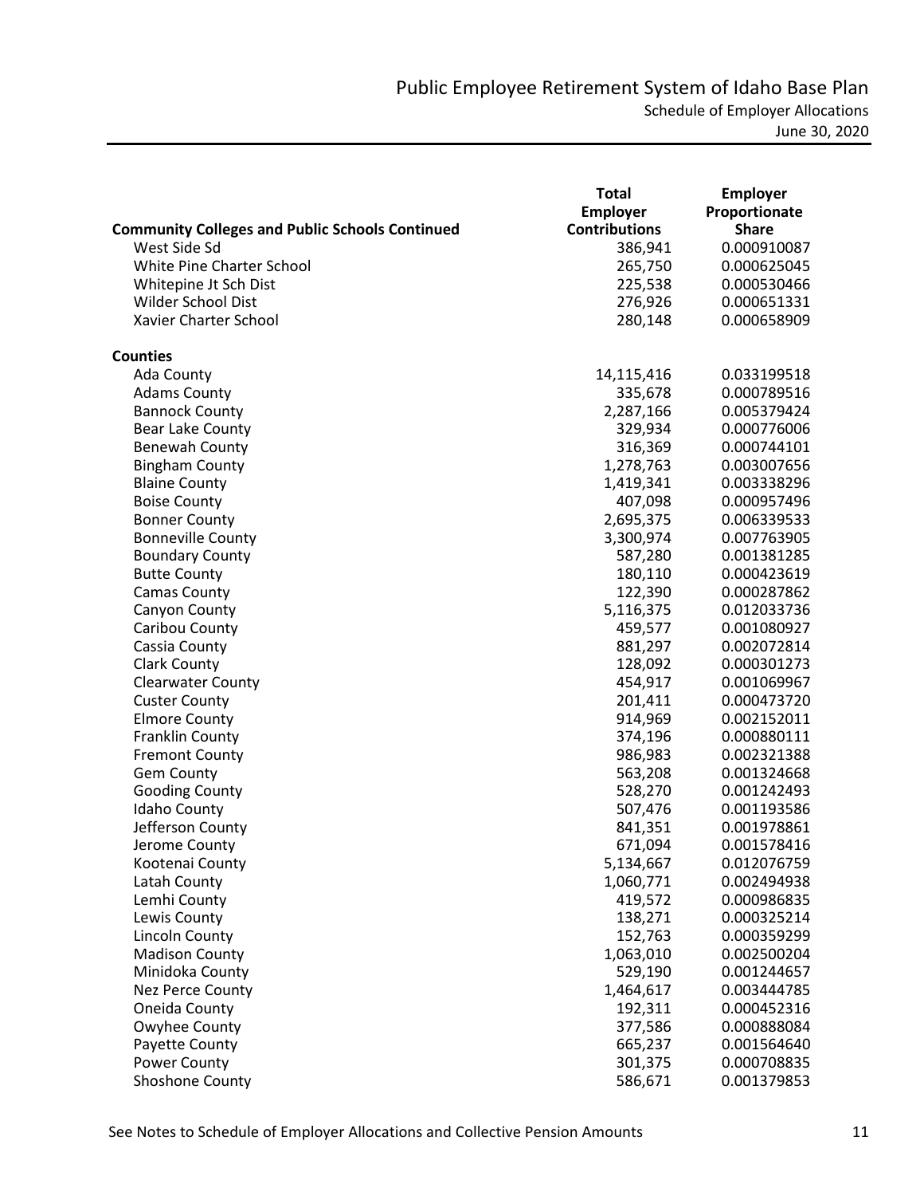# Public Employee Retirement System of Idaho Base Plan

## Schedule of Employer Allocations

June 30, 2020

| Community Colleges and Public Schools Continued | Total Employer Contributions | Employer Proportionate Share |
|---|---|---|
| West Side Sd | 386,941 | 0.000910087 |
| White Pine Charter School | 265,750 | 0.000625045 |
| Whitepine Jt Sch Dist | 225,538 | 0.000530466 |
| Wilder School Dist | 276,926 | 0.000651331 |
| Xavier Charter School | 280,148 | 0.000658909 |
| **Counties** | | |
| Ada County | 14,115,416 | 0.033199518 |
| Adams County | 335,678 | 0.000789516 |
| Bannock County | 2,287,166 | 0.005379424 |
| Bear Lake County | 329,934 | 0.000776006 |
| Benewah County | 316,369 | 0.000744101 |
| Bingham County | 1,278,763 | 0.003007656 |
| Blaine County | 1,419,341 | 0.003338296 |
| Boise County | 407,098 | 0.000957496 |
| Bonner County | 2,695,375 | 0.006339533 |
| Bonneville County | 3,300,974 | 0.007763905 |
| Boundary County | 587,280 | 0.001381285 |
| Butte County | 180,110 | 0.000423619 |
| Camas County | 122,390 | 0.000287862 |
| Canyon County | 5,116,375 | 0.012033736 |
| Caribou County | 459,577 | 0.001080927 |
| Cassia County | 881,297 | 0.002072814 |
| Clark County | 128,092 | 0.000301273 |
| Clearwater County | 454,917 | 0.001069967 |
| Custer County | 201,411 | 0.000473720 |
| Elmore County | 914,969 | 0.002152011 |
| Franklin County | 374,196 | 0.000880111 |
| Fremont County | 986,983 | 0.002321388 |
| Gem County | 563,208 | 0.001324668 |
| Gooding County | 528,270 | 0.001242493 |
| Idaho County | 507,476 | 0.001193586 |
| Jefferson County | 841,351 | 0.001978861 |
| Jerome County | 671,094 | 0.001578416 |
| Kootenai County | 5,134,667 | 0.012076759 |
| Latah County | 1,060,771 | 0.002494938 |
| Lemhi County | 419,572 | 0.000986835 |
| Lewis County | 138,271 | 0.000325214 |
| Lincoln County | 152,763 | 0.000359299 |
| Madison County | 1,063,010 | 0.002500204 |
| Minidoka County | 529,190 | 0.001244657 |
| Nez Perce County | 1,464,617 | 0.003444785 |
| Oneida County | 192,311 | 0.000452316 |
| Owyhee County | 377,586 | 0.000888084 |
| Payette County | 665,237 | 0.001564640 |
| Power County | 301,375 | 0.000708835 |
| Shoshone County | 586,671 | 0.001379853 |

See Notes to Schedule of Employer Allocations and Collective Pension Amounts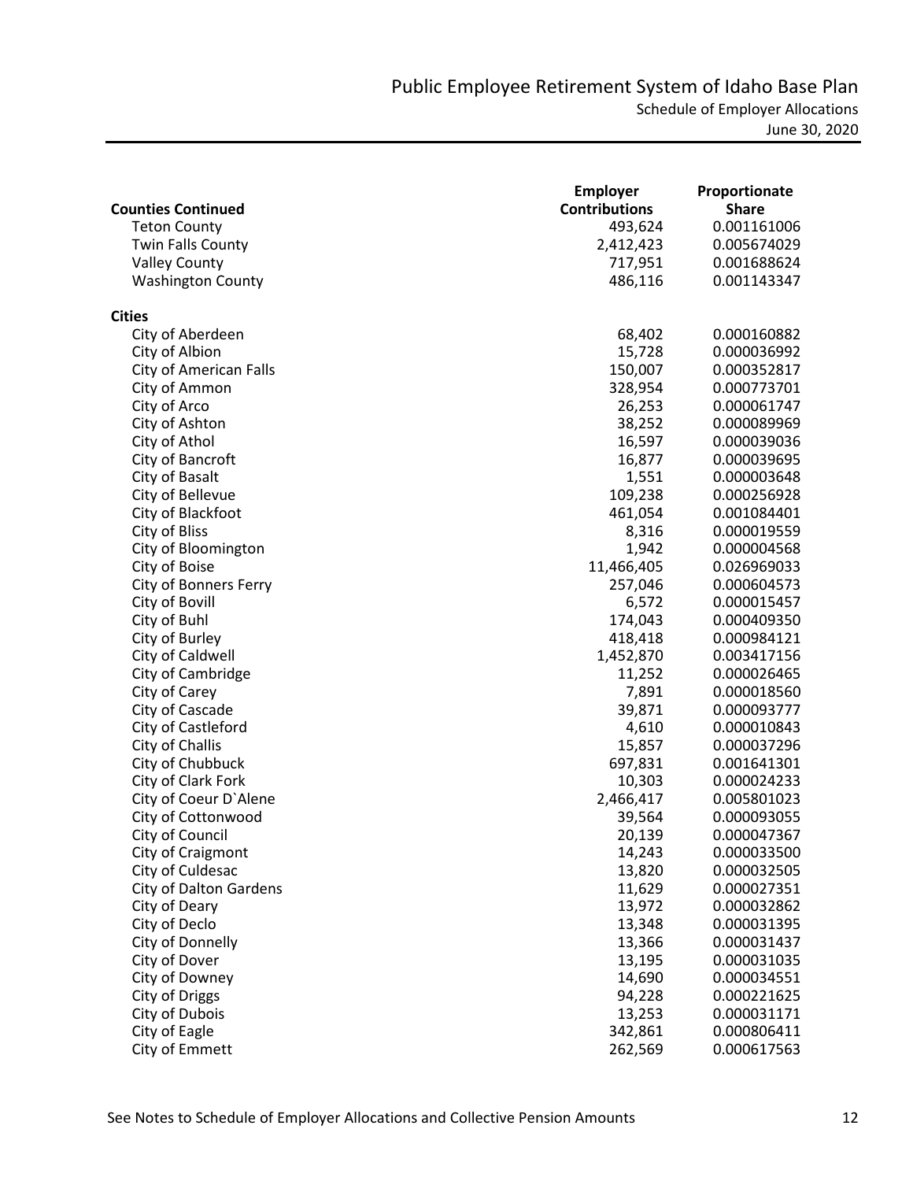# Public Employee Retirement System of Idaho Base Plan

## Schedule of Employer Allocations

June 30, 2020

| Counties Continued | Employer Contributions | Proportionate Share |
|---|---|---|
| Teton County | 493,624 | 0.001161006 |
| Twin Falls County | 2,412,423 | 0.005674029 |
| Valley County | 717,951 | 0.001688624 |
| Washington County | 486,116 | 0.001143347 |
| **Cities** | | |
| City of Aberdeen | 68,402 | 0.000160882 |
| City of Albion | 15,728 | 0.000036992 |
| City of American Falls | 150,007 | 0.000352817 |
| City of Ammon | 328,954 | 0.000773701 |
| City of Arco | 26,253 | 0.000061747 |
| City of Ashton | 38,252 | 0.000089969 |
| City of Athol | 16,597 | 0.000039036 |
| City of Bancroft | 16,877 | 0.000039695 |
| City of Basalt | 1,551 | 0.000003648 |
| City of Bellevue | 109,238 | 0.000256928 |
| City of Blackfoot | 461,054 | 0.001084401 |
| City of Bliss | 8,316 | 0.000019559 |
| City of Bloomington | 1,942 | 0.000004568 |
| City of Boise | 11,466,405 | 0.026969033 |
| City of Bonners Ferry | 257,046 | 0.000604573 |
| City of Bovill | 6,572 | 0.000015457 |
| City of Buhl | 174,043 | 0.000409350 |
| City of Burley | 418,418 | 0.000984121 |
| City of Caldwell | 1,452,870 | 0.003417156 |
| City of Cambridge | 11,252 | 0.000026465 |
| City of Carey | 7,891 | 0.000018560 |
| City of Cascade | 39,871 | 0.000093777 |
| City of Castleford | 4,610 | 0.000010843 |
| City of Challis | 15,857 | 0.000037296 |
| City of Chubbuck | 697,831 | 0.001641301 |
| City of Clark Fork | 10,303 | 0.000024233 |
| City of Coeur D`Alene | 2,466,417 | 0.005801023 |
| City of Cottonwood | 39,564 | 0.000093055 |
| City of Council | 20,139 | 0.000047367 |
| City of Craigmont | 14,243 | 0.000033500 |
| City of Culdesac | 13,820 | 0.000032505 |
| City of Dalton Gardens | 11,629 | 0.000027351 |
| City of Deary | 13,972 | 0.000032862 |
| City of Declo | 13,348 | 0.000031395 |
| City of Donnelly | 13,366 | 0.000031437 |
| City of Dover | 13,195 | 0.000031035 |
| City of Downey | 14,690 | 0.000034551 |
| City of Driggs | 94,228 | 0.000221625 |
| City of Dubois | 13,253 | 0.000031171 |
| City of Eagle | 342,861 | 0.000806411 |
| City of Emmett | 262,569 | 0.000617563 |

See Notes to Schedule of Employer Allocations and Collective Pension Amounts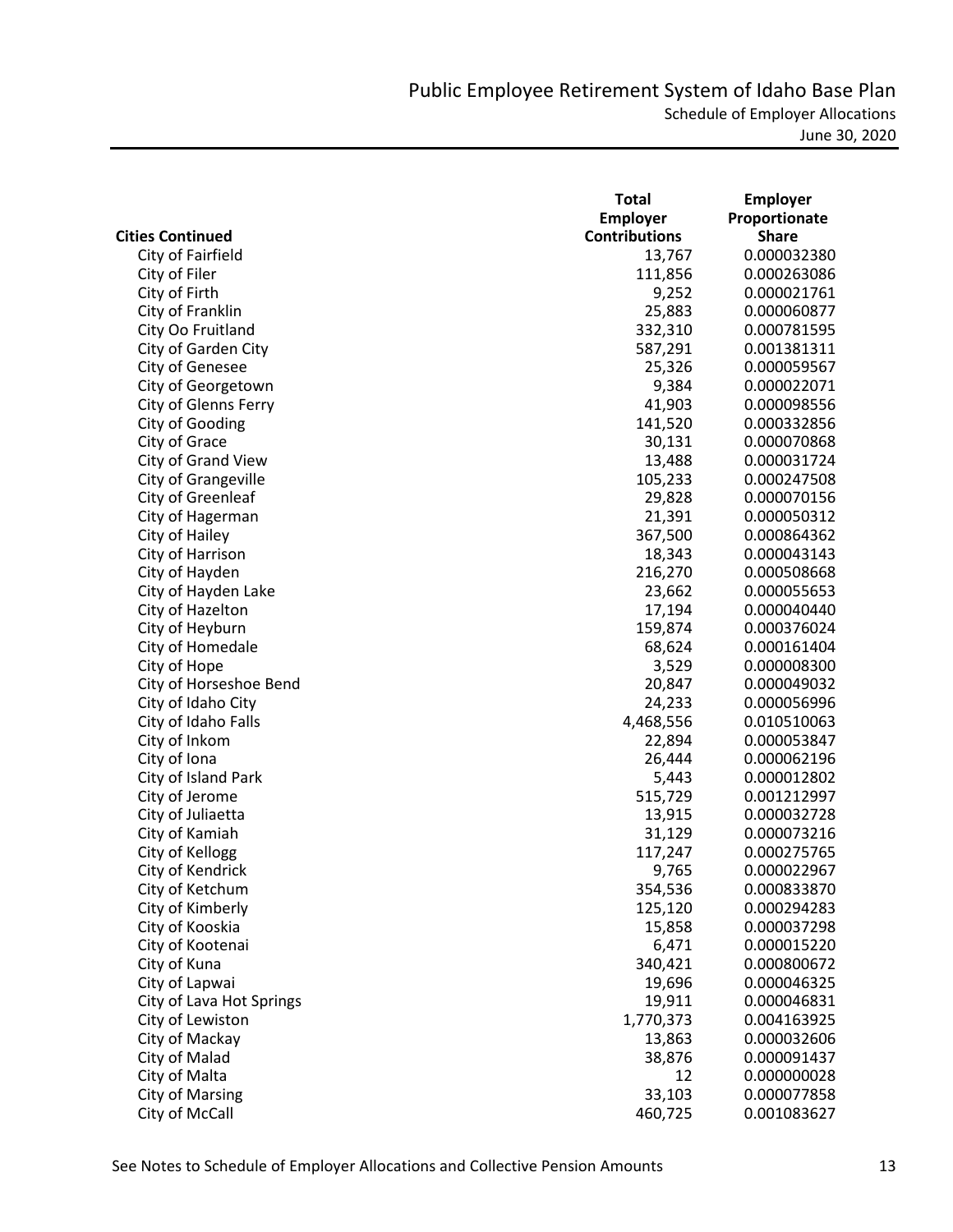# Public Employee Retirement System of Idaho Base Plan

## Schedule of Employer Allocations

June 30, 2020

| Cities Continued | Total Employer Contributions | Employer Proportionate Share |
|---|---|---|
| City of Fairfield | 13,767 | 0.000032380 |
| City of Filer | 111,856 | 0.000263086 |
| City of Firth | 9,252 | 0.000021761 |
| City of Franklin | 25,883 | 0.000060877 |
| City Oo Fruitland | 332,310 | 0.000781595 |
| City of Garden City | 587,291 | 0.001381311 |
| City of Genesee | 25,326 | 0.000059567 |
| City of Georgetown | 9,384 | 0.000022071 |
| City of Glenns Ferry | 41,903 | 0.000098556 |
| City of Gooding | 141,520 | 0.000332856 |
| City of Grace | 30,131 | 0.000070868 |
| City of Grand View | 13,488 | 0.000031724 |
| City of Grangeville | 105,233 | 0.000247508 |
| City of Greenleaf | 29,828 | 0.000070156 |
| City of Hagerman | 21,391 | 0.000050312 |
| City of Hailey | 367,500 | 0.000864362 |
| City of Harrison | 18,343 | 0.000043143 |
| City of Hayden | 216,270 | 0.000508668 |
| City of Hayden Lake | 23,662 | 0.000055653 |
| City of Hazelton | 17,194 | 0.000040440 |
| City of Heyburn | 159,874 | 0.000376024 |
| City of Homedale | 68,624 | 0.000161404 |
| City of Hope | 3,529 | 0.000008300 |
| City of Horseshoe Bend | 20,847 | 0.000049032 |
| City of Idaho City | 24,233 | 0.000056996 |
| City of Idaho Falls | 4,468,556 | 0.010510063 |
| City of Inkom | 22,894 | 0.000053847 |
| City of Iona | 26,444 | 0.000062196 |
| City of Island Park | 5,443 | 0.000012802 |
| City of Jerome | 515,729 | 0.001212997 |
| City of Juliaetta | 13,915 | 0.000032728 |
| City of Kamiah | 31,129 | 0.000073216 |
| City of Kellogg | 117,247 | 0.000275765 |
| City of Kendrick | 9,765 | 0.000022967 |
| City of Ketchum | 354,536 | 0.000833870 |
| City of Kimberly | 125,120 | 0.000294283 |
| City of Kooskia | 15,858 | 0.000037298 |
| City of Kootenai | 6,471 | 0.000015220 |
| City of Kuna | 340,421 | 0.000800672 |
| City of Lapwai | 19,696 | 0.000046325 |
| City of Lava Hot Springs | 19,911 | 0.000046831 |
| City of Lewiston | 1,770,373 | 0.004163925 |
| City of Mackay | 13,863 | 0.000032606 |
| City of Malad | 38,876 | 0.000091437 |
| City of Malta | 12 | 0.000000028 |
| City of Marsing | 33,103 | 0.000077858 |
| City of McCall | 460,725 | 0.001083627 |

See Notes to Schedule of Employer Allocations and Collective Pension Amounts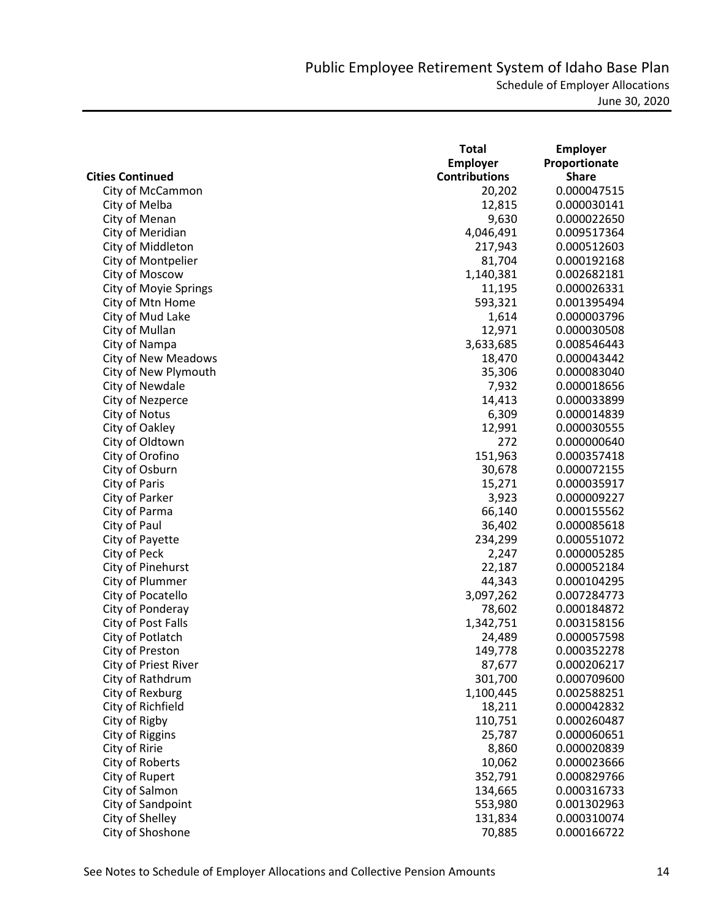# Public Employee Retirement System of Idaho Base Plan

## Schedule of Employer Allocations

June 30, 2020

| Cities Continued | Total Employer Contributions | Employer Proportionate Share |
|---|---|---|
| City of McCammon | 20,202 | 0.000047515 |
| City of Melba | 12,815 | 0.000030141 |
| City of Menan | 9,630 | 0.000022650 |
| City of Meridian | 4,046,491 | 0.009517364 |
| City of Middleton | 217,943 | 0.000512603 |
| City of Montpelier | 81,704 | 0.000192168 |
| City of Moscow | 1,140,381 | 0.002682181 |
| City of Moyie Springs | 11,195 | 0.000026331 |
| City of Mtn Home | 593,321 | 0.001395494 |
| City of Mud Lake | 1,614 | 0.000003796 |
| City of Mullan | 12,971 | 0.000030508 |
| City of Nampa | 3,633,685 | 0.008546443 |
| City of New Meadows | 18,470 | 0.000043442 |
| City of New Plymouth | 35,306 | 0.000083040 |
| City of Newdale | 7,932 | 0.000018656 |
| City of Nezperce | 14,413 | 0.000033899 |
| City of Notus | 6,309 | 0.000014839 |
| City of Oakley | 12,991 | 0.000030555 |
| City of Oldtown | 272 | 0.000000640 |
| City of Orofino | 151,963 | 0.000357418 |
| City of Osburn | 30,678 | 0.000072155 |
| City of Paris | 15,271 | 0.000035917 |
| City of Parker | 3,923 | 0.000009227 |
| City of Parma | 66,140 | 0.000155562 |
| City of Paul | 36,402 | 0.000085618 |
| City of Payette | 234,299 | 0.000551072 |
| City of Peck | 2,247 | 0.000005285 |
| City of Pinehurst | 22,187 | 0.000052184 |
| City of Plummer | 44,343 | 0.000104295 |
| City of Pocatello | 3,097,262 | 0.007284773 |
| City of Ponderay | 78,602 | 0.000184872 |
| City of Post Falls | 1,342,751 | 0.003158156 |
| City of Potlatch | 24,489 | 0.000057598 |
| City of Preston | 149,778 | 0.000352278 |
| City of Priest River | 87,677 | 0.000206217 |
| City of Rathdrum | 301,700 | 0.000709600 |
| City of Rexburg | 1,100,445 | 0.002588251 |
| City of Richfield | 18,211 | 0.000042832 |
| City of Rigby | 110,751 | 0.000260487 |
| City of Riggins | 25,787 | 0.000060651 |
| City of Ririe | 8,860 | 0.000020839 |
| City of Roberts | 10,062 | 0.000023666 |
| City of Rupert | 352,791 | 0.000829766 |
| City of Salmon | 134,665 | 0.000316733 |
| City of Sandpoint | 553,980 | 0.001302963 |
| City of Shelley | 131,834 | 0.000310074 |
| City of Shoshone | 70,885 | 0.000166722 |

See Notes to Schedule of Employer Allocations and Collective Pension Amounts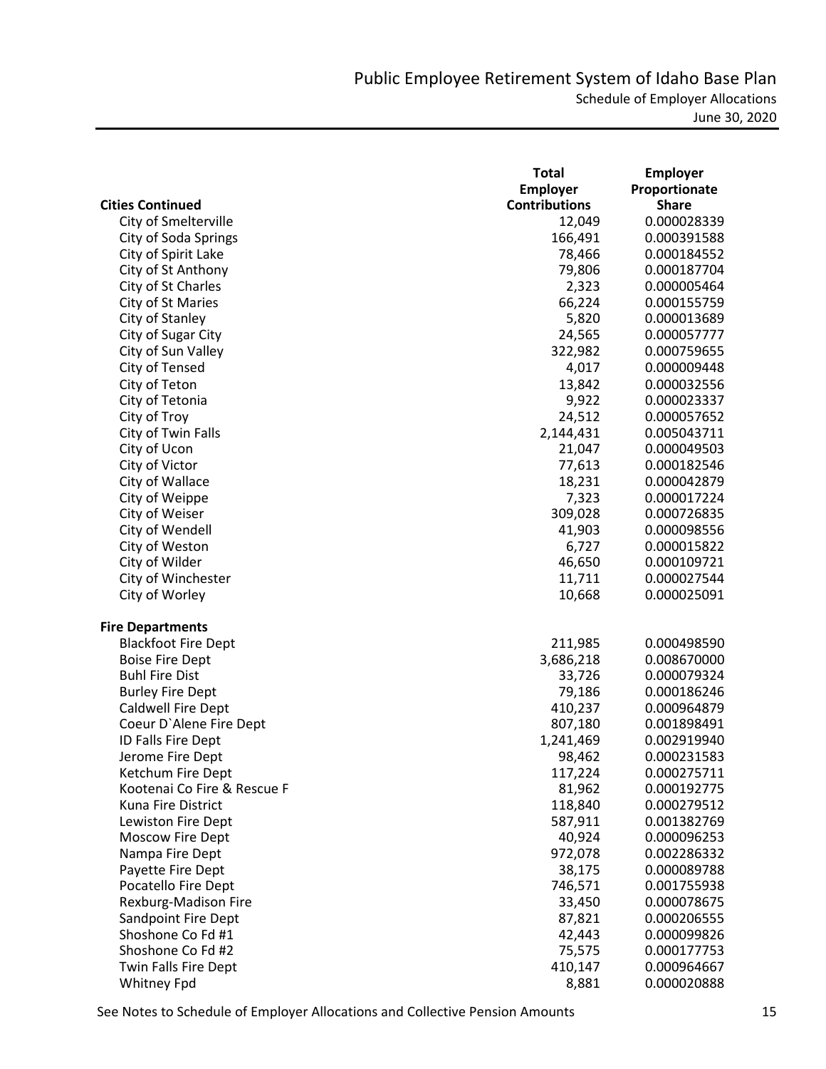# Public Employee Retirement System of Idaho Base Plan

Schedule of Employer Allocations

June 30, 2020

| | Total Employer Contributions | Employer Proportionate Share |
|---|---|---|
| **Cities Continued** | | |
| City of Smelterville | 12,049 | 0.000028339 |
| City of Soda Springs | 166,491 | 0.000391588 |
| City of Spirit Lake | 78,466 | 0.000184552 |
| City of St Anthony | 79,806 | 0.000187704 |
| City of St Charles | 2,323 | 0.000005464 |
| City of St Maries | 66,224 | 0.000155759 |
| City of Stanley | 5,820 | 0.000013689 |
| City of Sugar City | 24,565 | 0.000057777 |
| City of Sun Valley | 322,982 | 0.000759655 |
| City of Tensed | 4,017 | 0.000009448 |
| City of Teton | 13,842 | 0.000032556 |
| City of Tetonia | 9,922 | 0.000023337 |
| City of Troy | 24,512 | 0.000057652 |
| City of Twin Falls | 2,144,431 | 0.005043711 |
| City of Ucon | 21,047 | 0.000049503 |
| City of Victor | 77,613 | 0.000182546 |
| City of Wallace | 18,231 | 0.000042879 |
| City of Weippe | 7,323 | 0.000017224 |
| City of Weiser | 309,028 | 0.000726835 |
| City of Wendell | 41,903 | 0.000098556 |
| City of Weston | 6,727 | 0.000015822 |
| City of Wilder | 46,650 | 0.000109721 |
| City of Winchester | 11,711 | 0.000027544 |
| City of Worley | 10,668 | 0.000025091 |
| **Fire Departments** | | |
| Blackfoot Fire Dept | 211,985 | 0.000498590 |
| Boise Fire Dept | 3,686,218 | 0.008670000 |
| Buhl Fire Dist | 33,726 | 0.000079324 |
| Burley Fire Dept | 79,186 | 0.000186246 |
| Caldwell Fire Dept | 410,237 | 0.000964879 |
| Coeur D`Alene Fire Dept | 807,180 | 0.001898491 |
| ID Falls Fire Dept | 1,241,469 | 0.002919940 |
| Jerome Fire Dept | 98,462 | 0.000231583 |
| Ketchum Fire Dept | 117,224 | 0.000275711 |
| Kootenai Co Fire & Rescue F | 81,962 | 0.000192775 |
| Kuna Fire District | 118,840 | 0.000279512 |
| Lewiston Fire Dept | 587,911 | 0.001382769 |
| Moscow Fire Dept | 40,924 | 0.000096253 |
| Nampa Fire Dept | 972,078 | 0.002286332 |
| Payette Fire Dept | 38,175 | 0.000089788 |
| Pocatello Fire Dept | 746,571 | 0.001755938 |
| Rexburg-Madison Fire | 33,450 | 0.000078675 |
| Sandpoint Fire Dept | 87,821 | 0.000206555 |
| Shoshone Co Fd #1 | 42,443 | 0.000099826 |
| Shoshone Co Fd #2 | 75,575 | 0.000177753 |
| Twin Falls Fire Dept | 410,147 | 0.000964667 |
| Whitney Fpd | 8,881 | 0.000020888 |

See Notes to Schedule of Employer Allocations and Collective Pension Amounts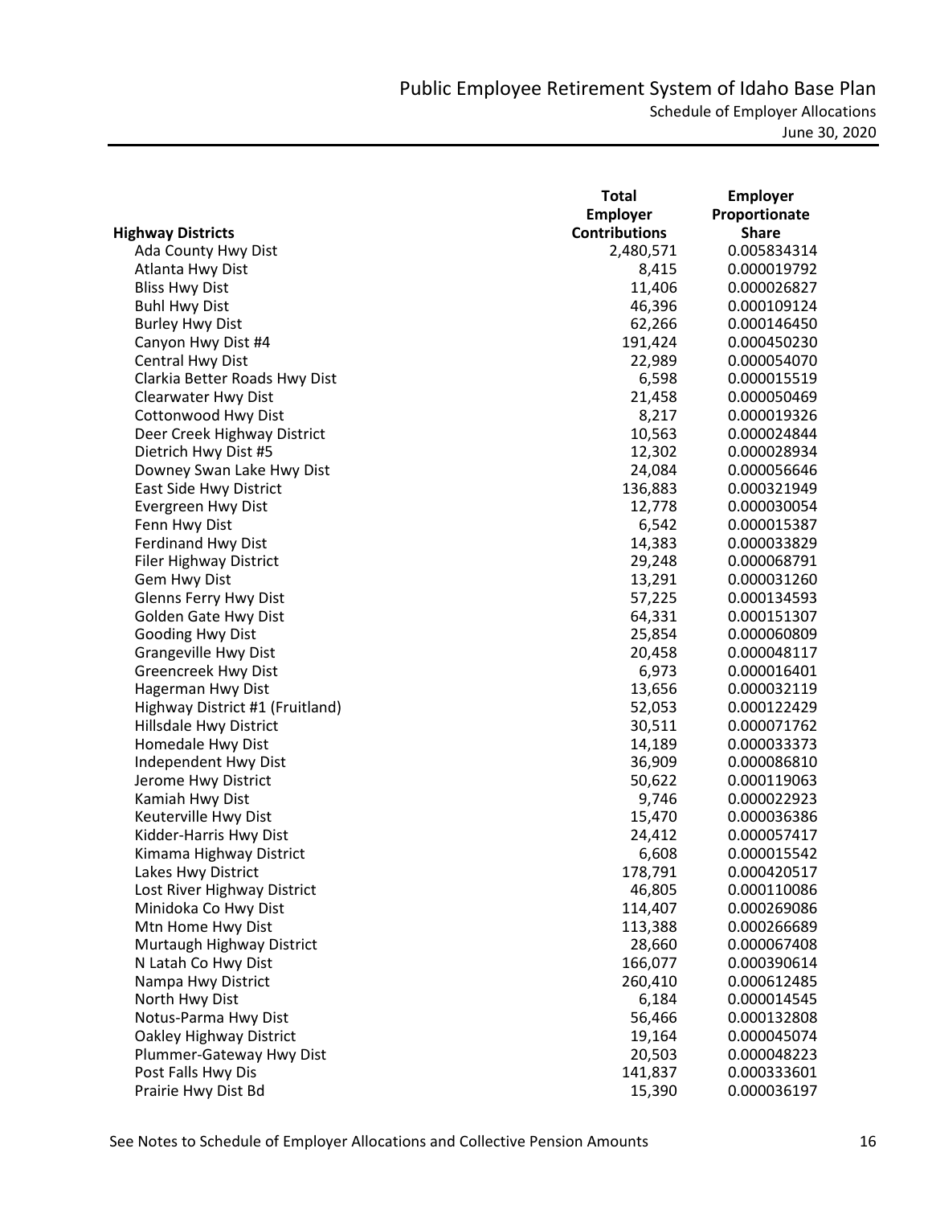# Public Employee Retirement System of Idaho Base Plan

## Schedule of Employer Allocations

June 30, 2020

| Highway Districts | Total Employer Contributions | Employer Proportionate Share |
|---|---|---|
| Ada County Hwy Dist | 2,480,571 | 0.005834314 |
| Atlanta Hwy Dist | 8,415 | 0.000019792 |
| Bliss Hwy Dist | 11,406 | 0.000026827 |
| Buhl Hwy Dist | 46,396 | 0.000109124 |
| Burley Hwy Dist | 62,266 | 0.000146450 |
| Canyon Hwy Dist #4 | 191,424 | 0.000450230 |
| Central Hwy Dist | 22,989 | 0.000054070 |
| Clarkia Better Roads Hwy Dist | 6,598 | 0.000015519 |
| Clearwater Hwy Dist | 21,458 | 0.000050469 |
| Cottonwood Hwy Dist | 8,217 | 0.000019326 |
| Deer Creek Highway District | 10,563 | 0.000024844 |
| Dietrich Hwy Dist #5 | 12,302 | 0.000028934 |
| Downey Swan Lake Hwy Dist | 24,084 | 0.000056646 |
| East Side Hwy District | 136,883 | 0.000321949 |
| Evergreen Hwy Dist | 12,778 | 0.000030054 |
| Fenn Hwy Dist | 6,542 | 0.000015387 |
| Ferdinand Hwy Dist | 14,383 | 0.000033829 |
| Filer Highway District | 29,248 | 0.000068791 |
| Gem Hwy Dist | 13,291 | 0.000031260 |
| Glenns Ferry Hwy Dist | 57,225 | 0.000134593 |
| Golden Gate Hwy Dist | 64,331 | 0.000151307 |
| Gooding Hwy Dist | 25,854 | 0.000060809 |
| Grangeville Hwy Dist | 20,458 | 0.000048117 |
| Greencreek Hwy Dist | 6,973 | 0.000016401 |
| Hagerman Hwy Dist | 13,656 | 0.000032119 |
| Highway District #1 (Fruitland) | 52,053 | 0.000122429 |
| Hillsdale Hwy District | 30,511 | 0.000071762 |
| Homedale Hwy Dist | 14,189 | 0.000033373 |
| Independent Hwy Dist | 36,909 | 0.000086810 |
| Jerome Hwy District | 50,622 | 0.000119063 |
| Kamiah Hwy Dist | 9,746 | 0.000022923 |
| Keuterville Hwy Dist | 15,470 | 0.000036386 |
| Kidder-Harris Hwy Dist | 24,412 | 0.000057417 |
| Kimama Highway District | 6,608 | 0.000015542 |
| Lakes Hwy District | 178,791 | 0.000420517 |
| Lost River Highway District | 46,805 | 0.000110086 |
| Minidoka Co Hwy Dist | 114,407 | 0.000269086 |
| Mtn Home Hwy Dist | 113,388 | 0.000266689 |
| Murtaugh Highway District | 28,660 | 0.000067408 |
| N Latah Co Hwy Dist | 166,077 | 0.000390614 |
| Nampa Hwy District | 260,410 | 0.000612485 |
| North Hwy Dist | 6,184 | 0.000014545 |
| Notus-Parma Hwy Dist | 56,466 | 0.000132808 |
| Oakley Highway District | 19,164 | 0.000045074 |
| Plummer-Gateway Hwy Dist | 20,503 | 0.000048223 |
| Post Falls Hwy Dis | 141,837 | 0.000333601 |
| Prairie Hwy Dist Bd | 15,390 | 0.000036197 |

See Notes to Schedule of Employer Allocations and Collective Pension Amounts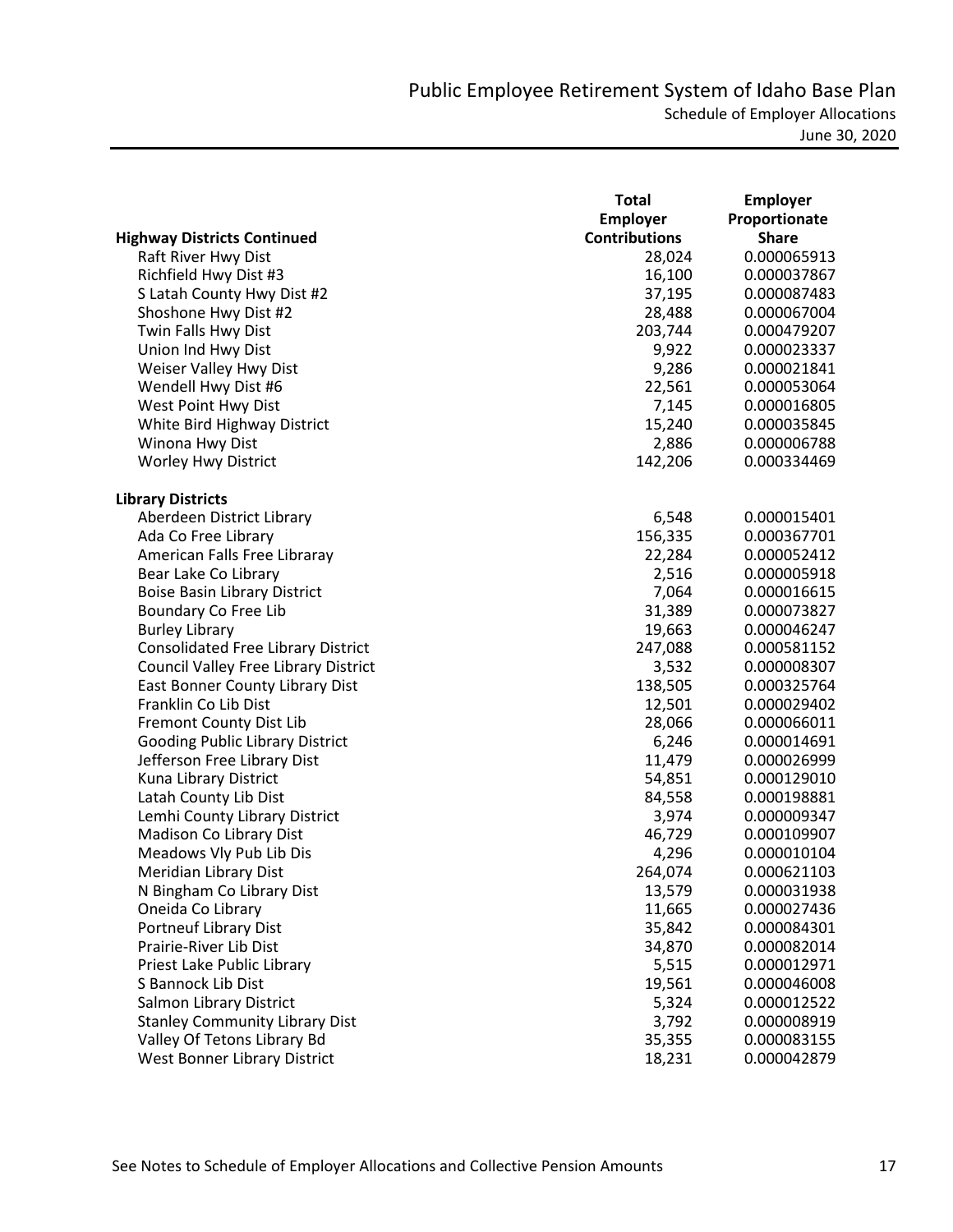# Public Employee Retirement System of Idaho Base Plan

## Schedule of Employer Allocations

June 30, 2020

| Highway Districts Continued | Total Employer Contributions | Employer Proportionate Share |
|---|---|---|
| Raft River Hwy Dist | 28,024 | 0.000065913 |
| Richfield Hwy Dist #3 | 16,100 | 0.000037867 |
| S Latah County Hwy Dist #2 | 37,195 | 0.000087483 |
| Shoshone Hwy Dist #2 | 28,488 | 0.000067004 |
| Twin Falls Hwy Dist | 203,744 | 0.000479207 |
| Union Ind Hwy Dist | 9,922 | 0.000023337 |
| Weiser Valley Hwy Dist | 9,286 | 0.000021841 |
| Wendell Hwy Dist #6 | 22,561 | 0.000053064 |
| West Point Hwy Dist | 7,145 | 0.000016805 |
| White Bird Highway District | 15,240 | 0.000035845 |
| Winona Hwy Dist | 2,886 | 0.000006788 |
| Worley Hwy District | 142,206 | 0.000334469 |
| **Library Districts** | | |
| Aberdeen District Library | 6,548 | 0.000015401 |
| Ada Co Free Library | 156,335 | 0.000367701 |
| American Falls Free Libraray | 22,284 | 0.000052412 |
| Bear Lake Co Library | 2,516 | 0.000005918 |
| Boise Basin Library District | 7,064 | 0.000016615 |
| Boundary Co Free Lib | 31,389 | 0.000073827 |
| Burley Library | 19,663 | 0.000046247 |
| Consolidated Free Library District | 247,088 | 0.000581152 |
| Council Valley Free Library District | 3,532 | 0.000008307 |
| East Bonner County Library Dist | 138,505 | 0.000325764 |
| Franklin Co Lib Dist | 12,501 | 0.000029402 |
| Fremont County Dist Lib | 28,066 | 0.000066011 |
| Gooding Public Library District | 6,246 | 0.000014691 |
| Jefferson Free Library Dist | 11,479 | 0.000026999 |
| Kuna Library District | 54,851 | 0.000129010 |
| Latah County Lib Dist | 84,558 | 0.000198881 |
| Lemhi County Library District | 3,974 | 0.000009347 |
| Madison Co Library Dist | 46,729 | 0.000109907 |
| Meadows Vly Pub Lib Dis | 4,296 | 0.000010104 |
| Meridian Library Dist | 264,074 | 0.000621103 |
| N Bingham Co Library Dist | 13,579 | 0.000031938 |
| Oneida Co Library | 11,665 | 0.000027436 |
| Portneuf Library Dist | 35,842 | 0.000084301 |
| Prairie-River Lib Dist | 34,870 | 0.000082014 |
| Priest Lake Public Library | 5,515 | 0.000012971 |
| S Bannock Lib Dist | 19,561 | 0.000046008 |
| Salmon Library District | 5,324 | 0.000012522 |
| Stanley Community Library Dist | 3,792 | 0.000008919 |
| Valley Of Tetons Library Bd | 35,355 | 0.000083155 |
| West Bonner Library District | 18,231 | 0.000042879 |

See Notes to Schedule of Employer Allocations and Collective Pension Amounts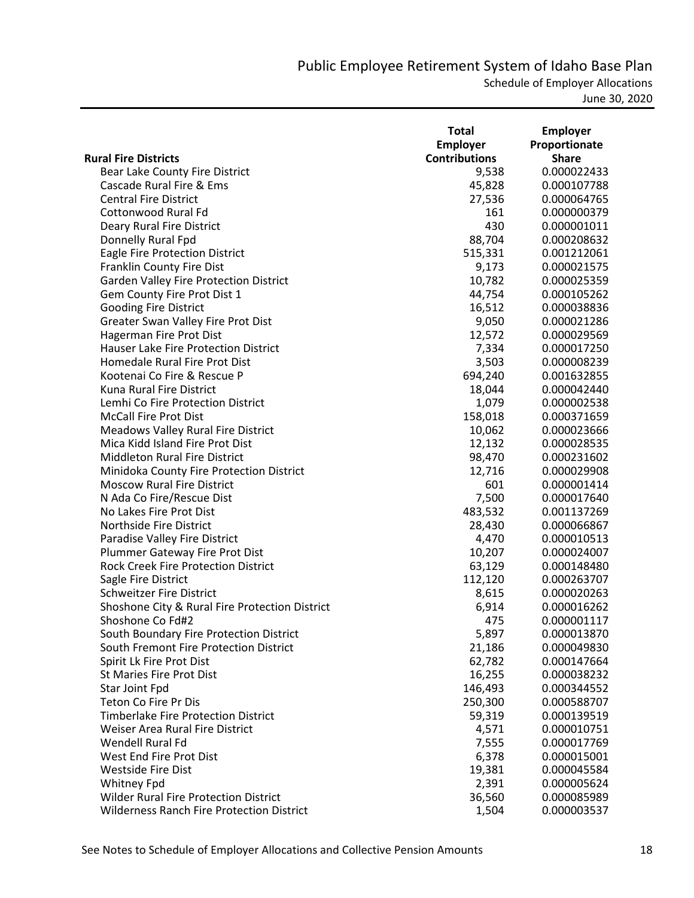# Public Employee Retirement System of Idaho Base Plan

Schedule of Employer Allocations

June 30, 2020

| Rural Fire Districts | Total Employer Contributions | Employer Proportionate Share |
|---|---|---|
| Bear Lake County Fire District | 9,538 | 0.000022433 |
| Cascade Rural Fire & Ems | 45,828 | 0.000107788 |
| Central Fire District | 27,536 | 0.000064765 |
| Cottonwood Rural Fd | 161 | 0.000000379 |
| Deary Rural Fire District | 430 | 0.000001011 |
| Donnelly Rural Fpd | 88,704 | 0.000208632 |
| Eagle Fire Protection District | 515,331 | 0.001212061 |
| Franklin County Fire Dist | 9,173 | 0.000021575 |
| Garden Valley Fire Protection District | 10,782 | 0.000025359 |
| Gem County Fire Prot Dist 1 | 44,754 | 0.000105262 |
| Gooding Fire District | 16,512 | 0.000038836 |
| Greater Swan Valley Fire Prot Dist | 9,050 | 0.000021286 |
| Hagerman Fire Prot Dist | 12,572 | 0.000029569 |
| Hauser Lake Fire Protection District | 7,334 | 0.000017250 |
| Homedale Rural Fire Prot Dist | 3,503 | 0.000008239 |
| Kootenai Co Fire & Rescue P | 694,240 | 0.001632855 |
| Kuna Rural Fire District | 18,044 | 0.000042440 |
| Lemhi Co Fire Protection District | 1,079 | 0.000002538 |
| McCall Fire Prot Dist | 158,018 | 0.000371659 |
| Meadows Valley Rural Fire District | 10,062 | 0.000023666 |
| Mica Kidd Island Fire Prot Dist | 12,132 | 0.000028535 |
| Middleton Rural Fire District | 98,470 | 0.000231602 |
| Minidoka County Fire Protection District | 12,716 | 0.000029908 |
| Moscow Rural Fire District | 601 | 0.000001414 |
| N Ada Co Fire/Rescue Dist | 7,500 | 0.000017640 |
| No Lakes Fire Prot Dist | 483,532 | 0.001137269 |
| Northside Fire District | 28,430 | 0.000066867 |
| Paradise Valley Fire District | 4,470 | 0.000010513 |
| Plummer Gateway Fire Prot Dist | 10,207 | 0.000024007 |
| Rock Creek Fire Protection District | 63,129 | 0.000148480 |
| Sagle Fire District | 112,120 | 0.000263707 |
| Schweitzer Fire District | 8,615 | 0.000020263 |
| Shoshone City & Rural Fire Protection District | 6,914 | 0.000016262 |
| Shoshone Co Fd#2 | 475 | 0.000001117 |
| South Boundary Fire Protection District | 5,897 | 0.000013870 |
| South Fremont Fire Protection District | 21,186 | 0.000049830 |
| Spirit Lk Fire Prot Dist | 62,782 | 0.000147664 |
| St Maries Fire Prot Dist | 16,255 | 0.000038232 |
| Star Joint Fpd | 146,493 | 0.000344552 |
| Teton Co Fire Pr Dis | 250,300 | 0.000588707 |
| Timberlake Fire Protection District | 59,319 | 0.000139519 |
| Weiser Area Rural Fire District | 4,571 | 0.000010751 |
| Wendell Rural Fd | 7,555 | 0.000017769 |
| West End Fire Prot Dist | 6,378 | 0.000015001 |
| Westside Fire Dist | 19,381 | 0.000045584 |
| Whitney Fpd | 2,391 | 0.000005624 |
| Wilder Rural Fire Protection District | 36,560 | 0.000085989 |
| Wilderness Ranch Fire Protection District | 1,504 | 0.000003537 |

See Notes to Schedule of Employer Allocations and Collective Pension Amounts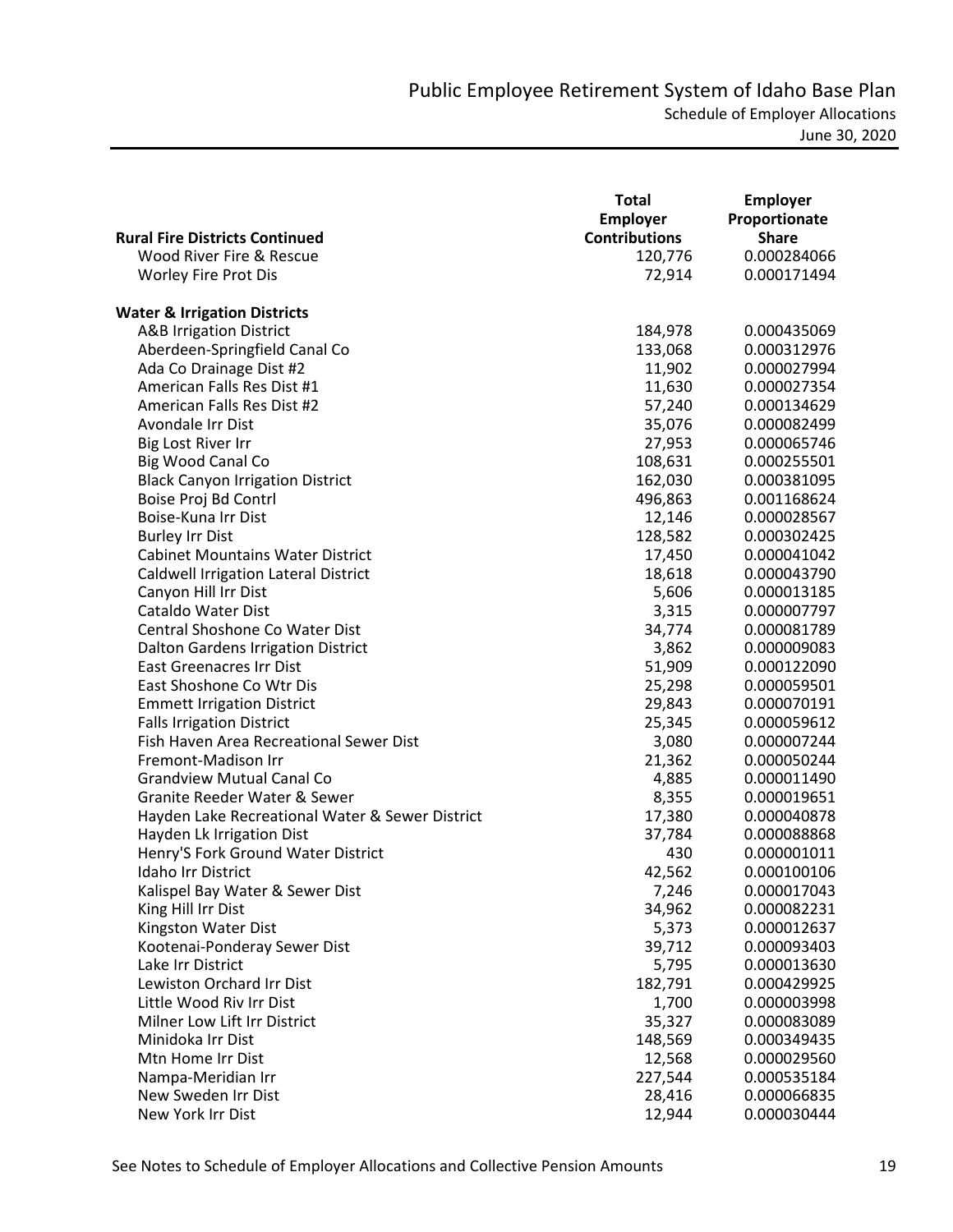| Rural Fire Districts Continued | Total Employer Contributions | Employer Proportionate Share |
|---|---|---|
| Wood River Fire & Rescue | 120,776 | 0.000284066 |
| Worley Fire Prot Dis | 72,914 | 0.000171494 |
| **Water & Irrigation Districts** | | |
| A&B Irrigation District | 184,978 | 0.000435069 |
| Aberdeen-Springfield Canal Co | 133,068 | 0.000312976 |
| Ada Co Drainage Dist #2 | 11,902 | 0.000027994 |
| American Falls Res Dist #1 | 11,630 | 0.000027354 |
| American Falls Res Dist #2 | 57,240 | 0.000134629 |
| Avondale Irr Dist | 35,076 | 0.000082499 |
| Big Lost River Irr | 27,953 | 0.000065746 |
| Big Wood Canal Co | 108,631 | 0.000255501 |
| Black Canyon Irrigation District | 162,030 | 0.000381095 |
| Boise Proj Bd Contrl | 496,863 | 0.001168624 |
| Boise-Kuna Irr Dist | 12,146 | 0.000028567 |
| Burley Irr Dist | 128,582 | 0.000302425 |
| Cabinet Mountains Water District | 17,450 | 0.000041042 |
| Caldwell Irrigation Lateral District | 18,618 | 0.000043790 |
| Canyon Hill Irr Dist | 5,606 | 0.000013185 |
| Cataldo Water Dist | 3,315 | 0.000007797 |
| Central Shoshone Co Water Dist | 34,774 | 0.000081789 |
| Dalton Gardens Irrigation District | 3,862 | 0.000009083 |
| East Greenacres Irr Dist | 51,909 | 0.000122090 |
| East Shoshone Co Wtr Dis | 25,298 | 0.000059501 |
| Emmett Irrigation District | 29,843 | 0.000070191 |
| Falls Irrigation District | 25,345 | 0.000059612 |
| Fish Haven Area Recreational Sewer Dist | 3,080 | 0.000007244 |
| Fremont-Madison Irr | 21,362 | 0.000050244 |
| Grandview Mutual Canal Co | 4,885 | 0.000011490 |
| Granite Reeder Water & Sewer | 8,355 | 0.000019651 |
| Hayden Lake Recreational Water & Sewer District | 17,380 | 0.000040878 |
| Hayden Lk Irrigation Dist | 37,784 | 0.000088868 |
| Henry'S Fork Ground Water District | 430 | 0.000001011 |
| Idaho Irr District | 42,562 | 0.000100106 |
| Kalispel Bay Water & Sewer Dist | 7,246 | 0.000017043 |
| King Hill Irr Dist | 34,962 | 0.000082231 |
| Kingston Water Dist | 5,373 | 0.000012637 |
| Kootenai-Ponderay Sewer Dist | 39,712 | 0.000093403 |
| Lake Irr District | 5,795 | 0.000013630 |
| Lewiston Orchard Irr Dist | 182,791 | 0.000429925 |
| Little Wood Riv Irr Dist | 1,700 | 0.000003998 |
| Milner Low Lift Irr District | 35,327 | 0.000083089 |
| Minidoka Irr Dist | 148,569 | 0.000349435 |
| Mtn Home Irr Dist | 12,568 | 0.000029560 |
| Nampa-Meridian Irr | 227,544 | 0.000535184 |
| New Sweden Irr Dist | 28,416 | 0.000066835 |
| New York Irr Dist | 12,944 | 0.000030444 |

See Notes to Schedule of Employer Allocations and Collective Pension Amounts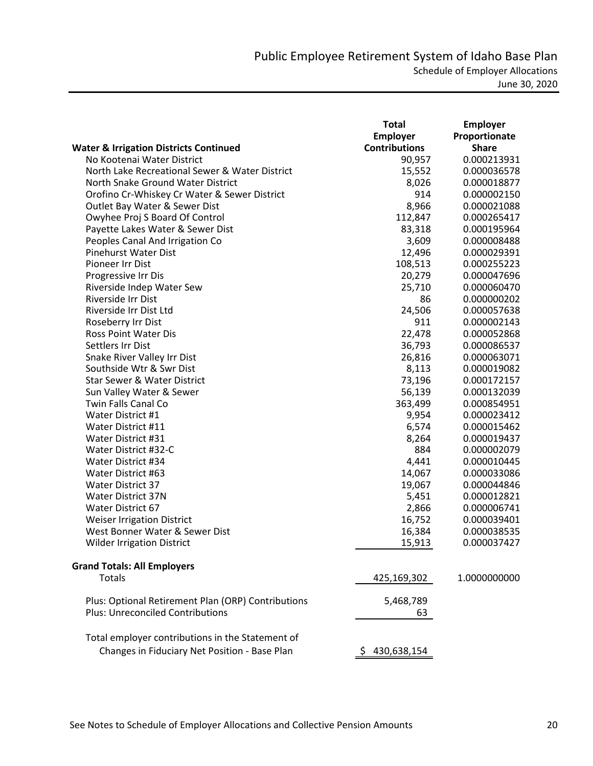# Public Employee Retirement System of Idaho Base Plan

## Schedule of Employer Allocations

June 30, 2020

| Water & Irrigation Districts Continued | Total Employer Contributions | Employer Proportionate Share |
|---|---|---|
| No Kootenai Water District | 90,957 | 0.000213931 |
| North Lake Recreational Sewer & Water District | 15,552 | 0.000036578 |
| North Snake Ground Water District | 8,026 | 0.000018877 |
| Orofino Cr-Whiskey Cr Water & Sewer District | 914 | 0.000002150 |
| Outlet Bay Water & Sewer Dist | 8,966 | 0.000021088 |
| Owyhee Proj S Board Of Control | 112,847 | 0.000265417 |
| Payette Lakes Water & Sewer Dist | 83,318 | 0.000195964 |
| Peoples Canal And Irrigation Co | 3,609 | 0.000008488 |
| Pinehurst Water Dist | 12,496 | 0.000029391 |
| Pioneer Irr Dist | 108,513 | 0.000255223 |
| Progressive Irr Dis | 20,279 | 0.000047696 |
| Riverside Indep Water Sew | 25,710 | 0.000060470 |
| Riverside Irr Dist | 86 | 0.000000202 |
| Riverside Irr Dist Ltd | 24,506 | 0.000057638 |
| Roseberry Irr Dist | 911 | 0.000002143 |
| Ross Point Water Dis | 22,478 | 0.000052868 |
| Settlers Irr Dist | 36,793 | 0.000086537 |
| Snake River Valley Irr Dist | 26,816 | 0.000063071 |
| Southside Wtr & Swr Dist | 8,113 | 0.000019082 |
| Star Sewer & Water District | 73,196 | 0.000172157 |
| Sun Valley Water & Sewer | 56,139 | 0.000132039 |
| Twin Falls Canal Co | 363,499 | 0.000854951 |
| Water District #1 | 9,954 | 0.000023412 |
| Water District #11 | 6,574 | 0.000015462 |
| Water District #31 | 8,264 | 0.000019437 |
| Water District #32-C | 884 | 0.000002079 |
| Water District #34 | 4,441 | 0.000010445 |
| Water District #63 | 14,067 | 0.000033086 |
| Water District 37 | 19,067 | 0.000044846 |
| Water District 37N | 5,451 | 0.000012821 |
| Water District 67 | 2,866 | 0.000006741 |
| Weiser Irrigation District | 16,752 | 0.000039401 |
| West Bonner Water & Sewer Dist | 16,384 | 0.000038535 |
| Wilder Irrigation District | 15,913 | 0.000037427 |
| **Grand Totals: All Employers** | | |
| Totals | 425,169,302 | 1.0000000000 |
| Plus: Optional Retirement Plan (ORP) Contributions | 5,468,789 | |
| Plus: Unreconciled Contributions | 63 | |
| Total employer contributions in the Statement of Changes in Fiduciary Net Position - Base Plan | $ 430,638,154 | |

See Notes to Schedule of Employer Allocations and Collective Pension Amounts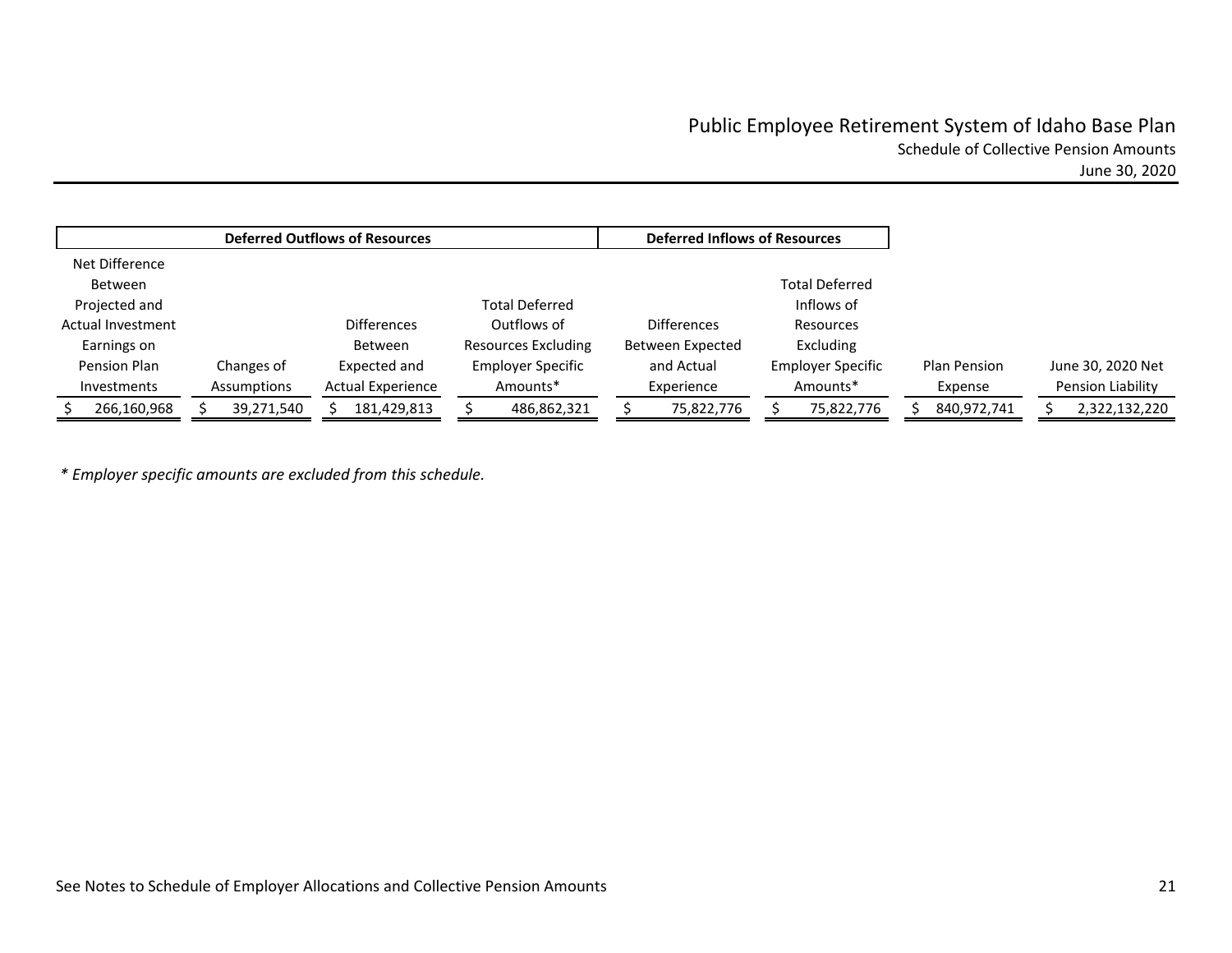# Public Employee Retirement System of Idaho Base Plan

Schedule of Collective Pension Amounts

June 30, 2020

| Deferred Outflows of Resources | | | | Deferred Inflows of Resources | | | |
|---|---|---|---|---|---|---|---|
| Net Difference Between Projected and Actual Investment Earnings on Pension Plan Investments | Changes of Assumptions | Differences Between Expected and Actual Experience | Total Deferred Outflows of Resources Excluding Employer Specific Amounts* | Differences Between Expected and Actual Experience | Total Deferred Inflows of Resources Excluding Employer Specific Amounts* | Plan Pension Expense | June 30, 2020 Net Pension Liability |
| $ 266,160,968 | $ 39,271,540 | $ 181,429,813 | $ 486,862,321 | $ 75,822,776 | $ 75,822,776 | $ 840,972,741 | $ 2,322,132,220 |

*\* Employer specific amounts are excluded from this schedule.*

See Notes to Schedule of Employer Allocations and Collective Pension Amounts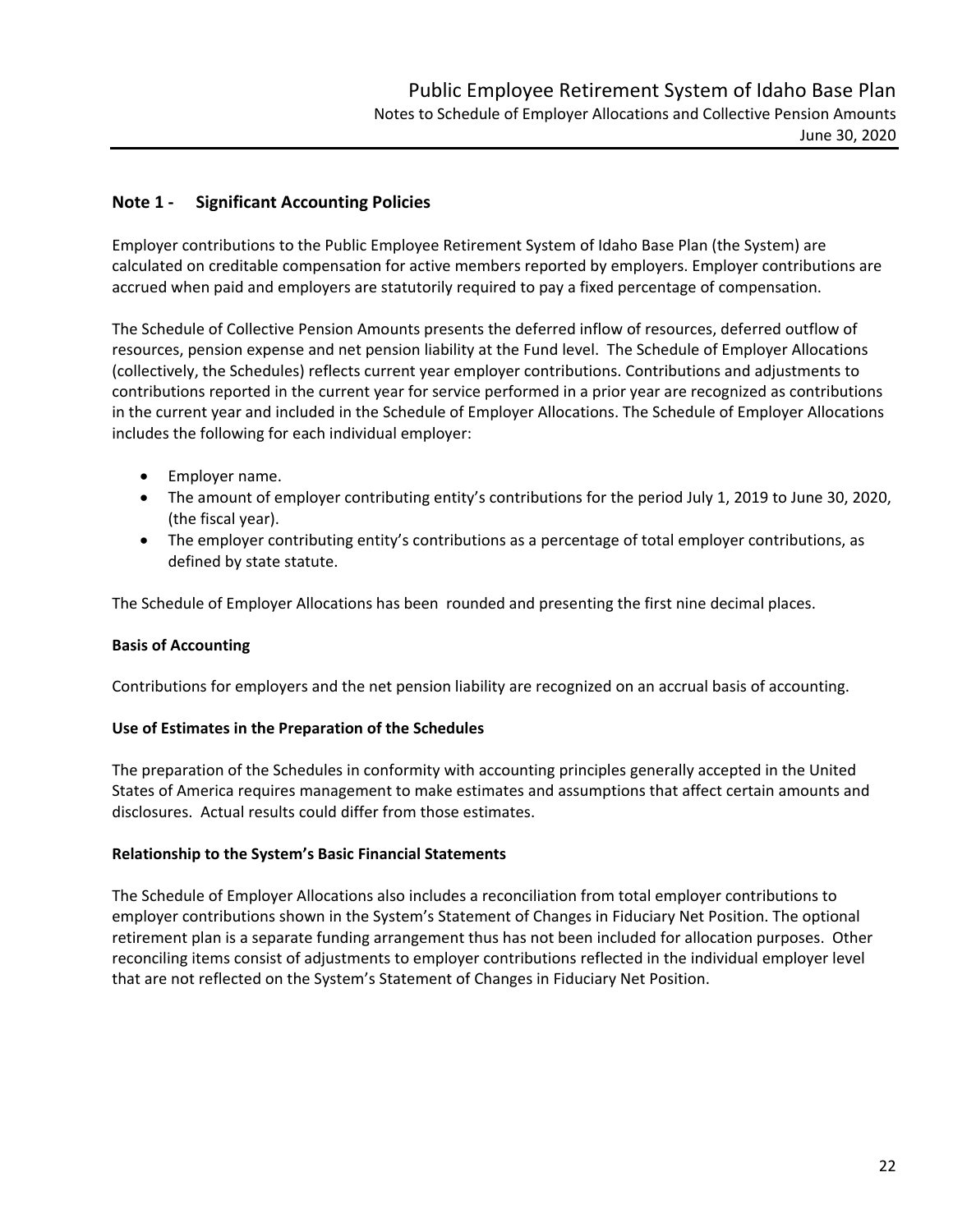# Note 1 - Significant Accounting Policies

Employer contributions to the Public Employee Retirement System of Idaho Base Plan (the System) are calculated on creditable compensation for active members reported by employers. Employer contributions are accrued when paid and employers are statutorily required to pay a fixed percentage of compensation.

The Schedule of Collective Pension Amounts presents the deferred inflow of resources, deferred outflow of resources, pension expense and net pension liability at the Fund level. The Schedule of Employer Allocations (collectively, the Schedules) reflects current year employer contributions. Contributions and adjustments to contributions reported in the current year for service performed in a prior year are recognized as contributions in the current year and included in the Schedule of Employer Allocations. The Schedule of Employer Allocations includes the following for each individual employer:

- Employer name.
- The amount of employer contributing entity's contributions for the period July 1, 2019 to June 30, 2020, (the fiscal year).
- The employer contributing entity's contributions as a percentage of total employer contributions, as defined by state statute.

The Schedule of Employer Allocations has been rounded and presenting the first nine decimal places.

### Basis of Accounting

Contributions for employers and the net pension liability are recognized on an accrual basis of accounting.

### Use of Estimates in the Preparation of the Schedules

The preparation of the Schedules in conformity with accounting principles generally accepted in the United States of America requires management to make estimates and assumptions that affect certain amounts and disclosures. Actual results could differ from those estimates.

### Relationship to the System's Basic Financial Statements

The Schedule of Employer Allocations also includes a reconciliation from total employer contributions to employer contributions shown in the System's Statement of Changes in Fiduciary Net Position. The optional retirement plan is a separate funding arrangement thus has not been included for allocation purposes. Other reconciling items consist of adjustments to employer contributions reflected in the individual employer level that are not reflected on the System's Statement of Changes in Fiduciary Net Position.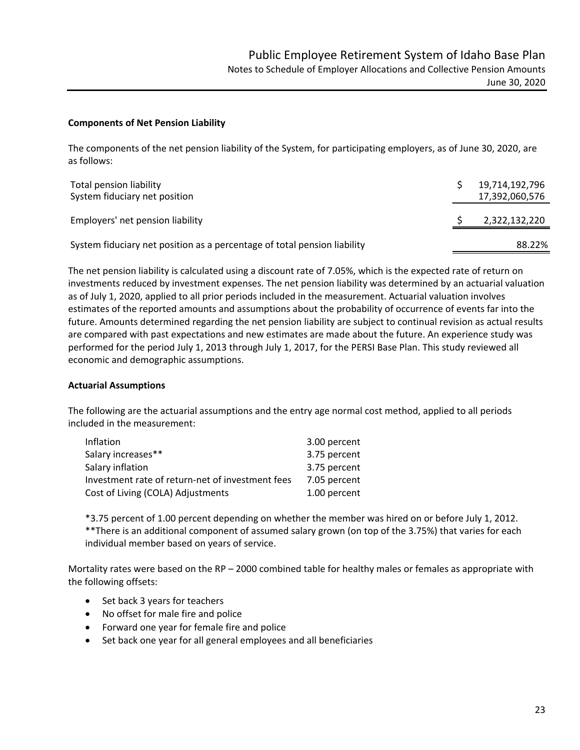### Components of Net Pension Liability

The components of the net pension liability of the System, for participating employers, as of June 30, 2020, are as follows:

| | |
|---|---|
| Total pension liability | $ 19,714,192,796 |
| System fiduciary net position | 17,392,060,576 |
| Employers' net pension liability | $ 2,322,132,220 |
| System fiduciary net position as a percentage of total pension liability | 88.22% |

The net pension liability is calculated using a discount rate of 7.05%, which is the expected rate of return on investments reduced by investment expenses. The net pension liability was determined by an actuarial valuation as of July 1, 2020, applied to all prior periods included in the measurement. Actuarial valuation involves estimates of the reported amounts and assumptions about the probability of occurrence of events far into the future. Amounts determined regarding the net pension liability are subject to continual revision as actual results are compared with past expectations and new estimates are made about the future. An experience study was performed for the period July 1, 2013 through July 1, 2017, for the PERSI Base Plan. This study reviewed all economic and demographic assumptions.

### Actuarial Assumptions

The following are the actuarial assumptions and the entry age normal cost method, applied to all periods included in the measurement:

| | |
|---|---|
| Inflation | 3.00 percent |
| Salary increases** | 3.75 percent |
| Salary inflation | 3.75 percent |
| Investment rate of return-net of investment fees | 7.05 percent |
| Cost of Living (COLA) Adjustments | 1.00 percent |

*3.75 percent of 1.00 percent depending on whether the member was hired on or before July 1, 2012.
**There is an additional component of assumed salary grown (on top of the 3.75%) that varies for each individual member based on years of service.

Mortality rates were based on the RP – 2000 combined table for healthy males or females as appropriate with the following offsets:

- Set back 3 years for teachers
- No offset for male fire and police
- Forward one year for female fire and police
- Set back one year for all general employees and all beneficiaries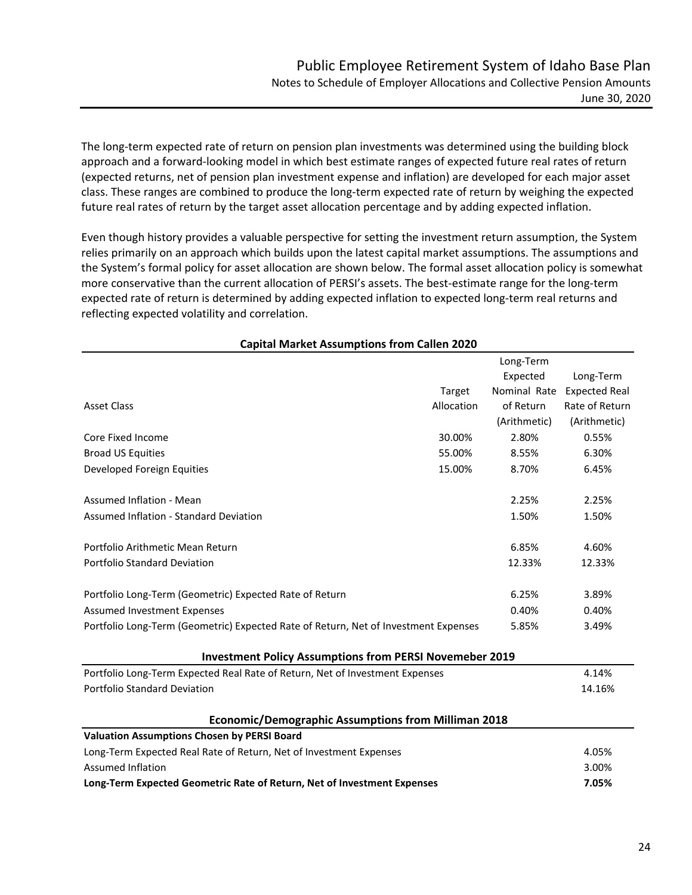The long-term expected rate of return on pension plan investments was determined using the building block approach and a forward-looking model in which best estimate ranges of expected future real rates of return (expected returns, net of pension plan investment expense and inflation) are developed for each major asset class. These ranges are combined to produce the long-term expected rate of return by weighing the expected future real rates of return by the target asset allocation percentage and by adding expected inflation.

Even though history provides a valuable perspective for setting the investment return assumption, the System relies primarily on an approach which builds upon the latest capital market assumptions. The assumptions and the System's formal policy for asset allocation are shown below. The formal asset allocation policy is somewhat more conservative than the current allocation of PERSI's assets. The best-estimate range for the long-term expected rate of return is determined by adding expected inflation to expected long-term real returns and reflecting expected volatility and correlation.

**Capital Market Assumptions from Callen 2020**

| Asset Class | Target Allocation | Long-Term Expected Nominal Rate of Return (Arithmetic) | Long-Term Expected Real Rate of Return (Arithmetic) |
|---|---|---|---|
| Core Fixed Income | 30.00% | 2.80% | 0.55% |
| Broad US Equities | 55.00% | 8.55% | 6.30% |
| Developed Foreign Equities | 15.00% | 8.70% | 6.45% |
| | | | |
| Assumed Inflation - Mean | | 2.25% | 2.25% |
| Assumed Inflation - Standard Deviation | | 1.50% | 1.50% |
| | | | |
| Portfolio Arithmetic Mean Return | | 6.85% | 4.60% |
| Portfolio Standard Deviation | | 12.33% | 12.33% |
| | | | |
| Portfolio Long-Term (Geometric) Expected Rate of Return | | 6.25% | 3.89% |
| Assumed Investment Expenses | | 0.40% | 0.40% |
| Portfolio Long-Term (Geometric) Expected Rate of Return, Net of Investment Expenses | | 5.85% | 3.49% |

**Investment Policy Assumptions from PERSI Novemeber 2019**

| | |
|---|---|
| Portfolio Long-Term Expected Real Rate of Return, Net of Investment Expenses | 4.14% |
| Portfolio Standard Deviation | 14.16% |

**Economic/Demographic Assumptions from Milliman 2018**

| **Valuation Assumptions Chosen by PERSI Board** | |
|---|---|
| Long-Term Expected Real Rate of Return, Net of Investment Expenses | 4.05% |
| Assumed Inflation | 3.00% |
| **Long-Term Expected Geometric Rate of Return, Net of Investment Expenses** | **7.05%** |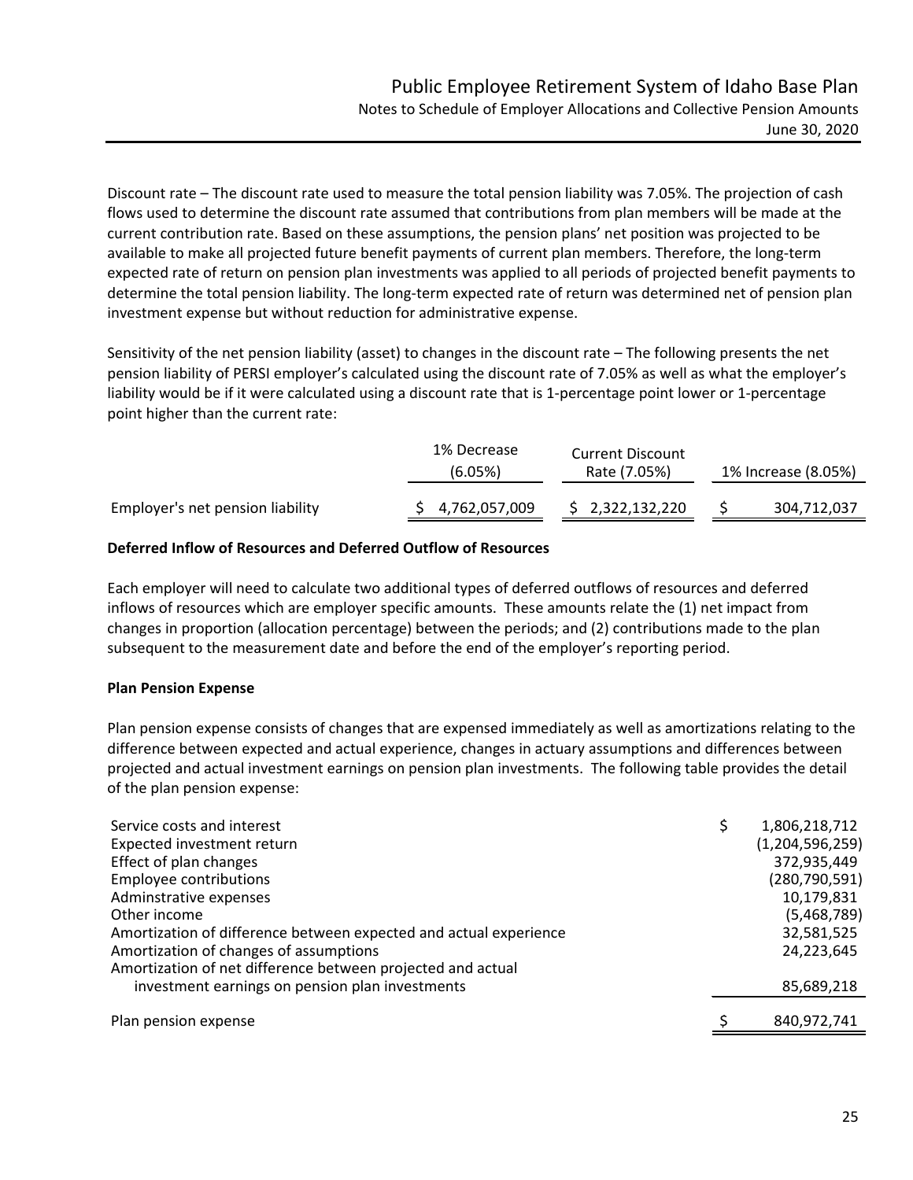Discount rate – The discount rate used to measure the total pension liability was 7.05%. The projection of cash flows used to determine the discount rate assumed that contributions from plan members will be made at the current contribution rate. Based on these assumptions, the pension plans' net position was projected to be available to make all projected future benefit payments of current plan members. Therefore, the long-term expected rate of return on pension plan investments was applied to all periods of projected benefit payments to determine the total pension liability. The long-term expected rate of return was determined net of pension plan investment expense but without reduction for administrative expense.

Sensitivity of the net pension liability (asset) to changes in the discount rate – The following presents the net pension liability of PERSI employer's calculated using the discount rate of 7.05% as well as what the employer's liability would be if it were calculated using a discount rate that is 1-percentage point lower or 1-percentage point higher than the current rate:

| | 1% Decrease (6.05%) | Current Discount Rate (7.05%) | 1% Increase (8.05%) |
|---|---|---|---|
| Employer's net pension liability | $ 4,762,057,009 | $ 2,322,132,220 | $ 304,712,037 |

**Deferred Inflow of Resources and Deferred Outflow of Resources**

Each employer will need to calculate two additional types of deferred outflows of resources and deferred inflows of resources which are employer specific amounts. These amounts relate the (1) net impact from changes in proportion (allocation percentage) between the periods; and (2) contributions made to the plan subsequent to the measurement date and before the end of the employer's reporting period.

**Plan Pension Expense**

Plan pension expense consists of changes that are expensed immediately as well as amortizations relating to the difference between expected and actual experience, changes in actuary assumptions and differences between projected and actual investment earnings on pension plan investments. The following table provides the detail of the plan pension expense:

| | |
|---|---|
| Service costs and interest | $ 1,806,218,712 |
| Expected investment return | (1,204,596,259) |
| Effect of plan changes | 372,935,449 |
| Employee contributions | (280,790,591) |
| Adminstrative expenses | 10,179,831 |
| Other income | (5,468,789) |
| Amortization of difference between expected and actual experience | 32,581,525 |
| Amortization of changes of assumptions | 24,223,645 |
| Amortization of net difference between projected and actual investment earnings on pension plan investments | 85,689,218 |
| Plan pension expense | $ 840,972,741 |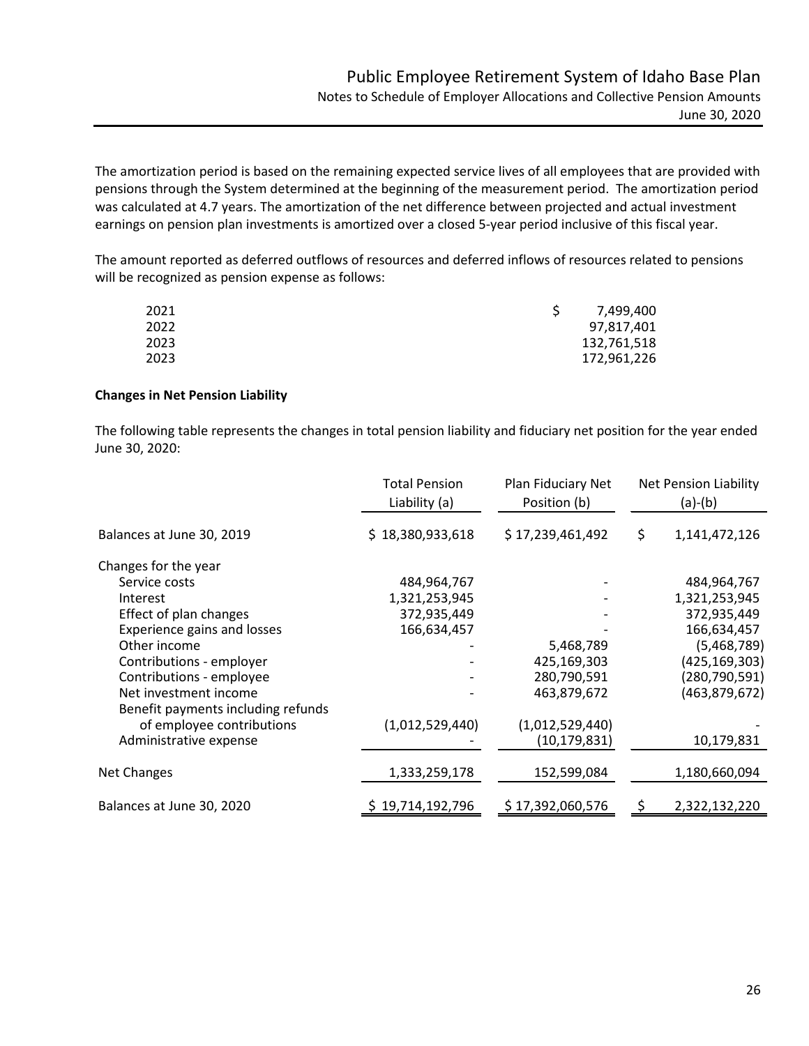The amortization period is based on the remaining expected service lives of all employees that are provided with pensions through the System determined at the beginning of the measurement period. The amortization period was calculated at 4.7 years. The amortization of the net difference between projected and actual investment earnings on pension plan investments is amortized over a closed 5-year period inclusive of this fiscal year.

The amount reported as deferred outflows of resources and deferred inflows of resources related to pensions will be recognized as pension expense as follows:

| | |
|---|---|
| 2021 | $ 7,499,400 |
| 2022 | 97,817,401 |
| 2023 | 132,761,518 |
| 2023 | 172,961,226 |

**Changes in Net Pension Liability**

The following table represents the changes in total pension liability and fiduciary net position for the year ended June 30, 2020:

| | Total Pension Liability (a) | Plan Fiduciary Net Position (b) | Net Pension Liability (a)-(b) |
|---|---|---|---|
| Balances at June 30, 2019 | $ 18,380,933,618 | $ 17,239,461,492 | $ 1,141,472,126 |
| Changes for the year | | | |
| Service costs | 484,964,767 | - | 484,964,767 |
| Interest | 1,321,253,945 | - | 1,321,253,945 |
| Effect of plan changes | 372,935,449 | - | 372,935,449 |
| Experience gains and losses | 166,634,457 | - | 166,634,457 |
| Other income | - | 5,468,789 | (5,468,789) |
| Contributions - employer | - | 425,169,303 | (425,169,303) |
| Contributions - employee | - | 280,790,591 | (280,790,591) |
| Net investment income | - | 463,879,672 | (463,879,672) |
| Benefit payments including refunds of employee contributions | (1,012,529,440) | (1,012,529,440) | - |
| Administrative expense | - | (10,179,831) | 10,179,831 |
| Net Changes | 1,333,259,178 | 152,599,084 | 1,180,660,094 |
| Balances at June 30, 2020 | $ 19,714,192,796 | $ 17,392,060,576 | $ 2,322,132,220 |